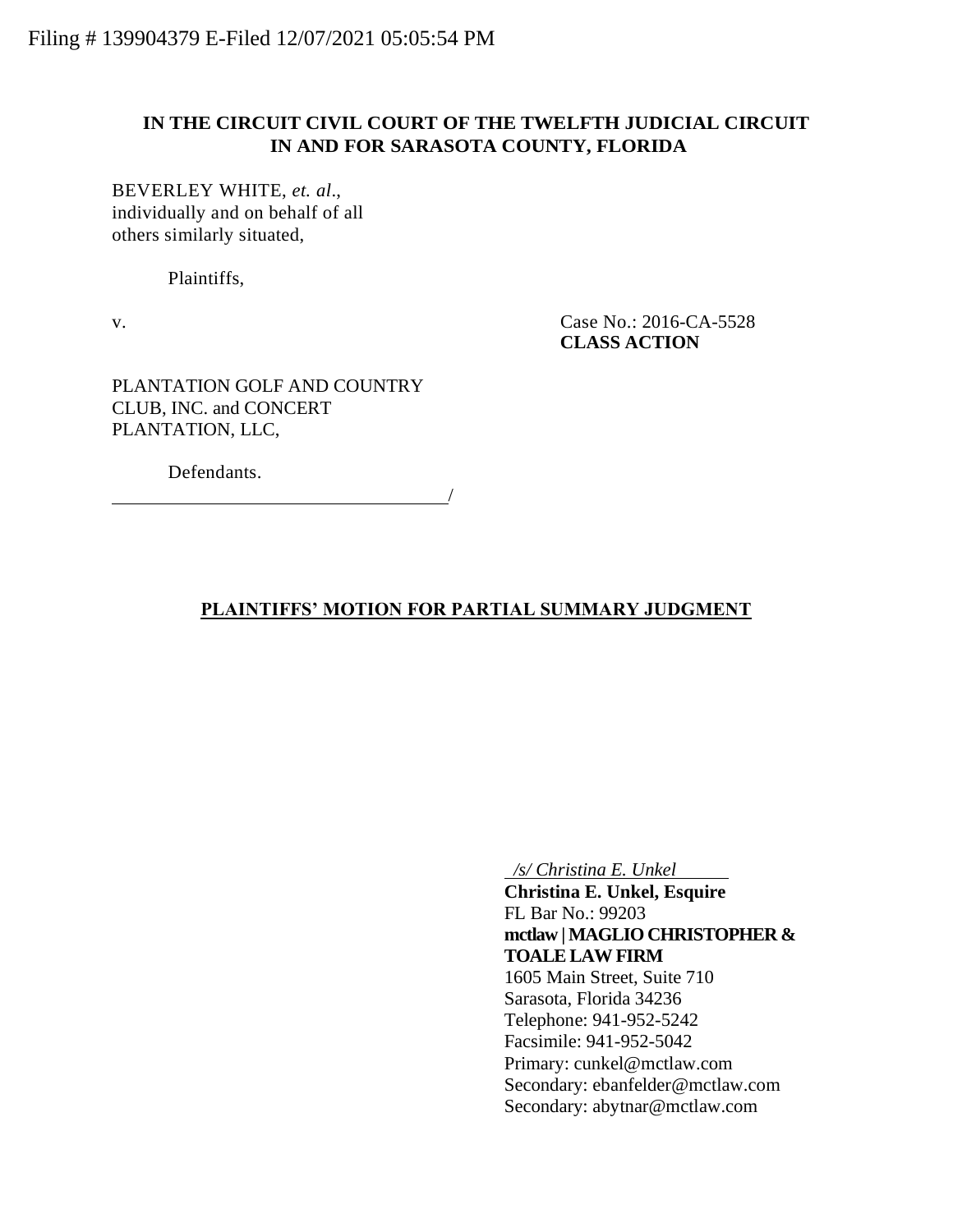Filing # 139904379 E-Filed 12/07/2021 05:05:54 PM

**IN THE CIRCUIT CIVIL COURT OF THE TWELFTH JUDICIAL CIRCUIT IN AND FOR SARASOTA COUNTY, FLORIDA**

BEVERLEY WHITE, *et. al*.,
individually and on behalf of all
others similarly situated,

Plaintiffs,

v.

Case No.: 2016-CA-5528
**CLASS ACTION**

PLANTATION GOLF AND COUNTRY
CLUB, INC. and CONCERT
PLANTATION, LLC,

Defendants.
_______________________________________/

**PLAINTIFFS' MOTION FOR PARTIAL SUMMARY JUDGMENT**

*/s/ Christina E. Unkel*
**Christina E. Unkel, Esquire**
FL Bar No.: 99203
**mctlaw | MAGLIO CHRISTOPHER & TOALE LAW FIRM**
1605 Main Street, Suite 710
Sarasota, Florida 34236
Telephone: 941-952-5242
Facsimile: 941-952-5042
Primary: cunkel@mctlaw.com
Secondary: ebanfelder@mctlaw.com
Secondary: abytnar@mctlaw.com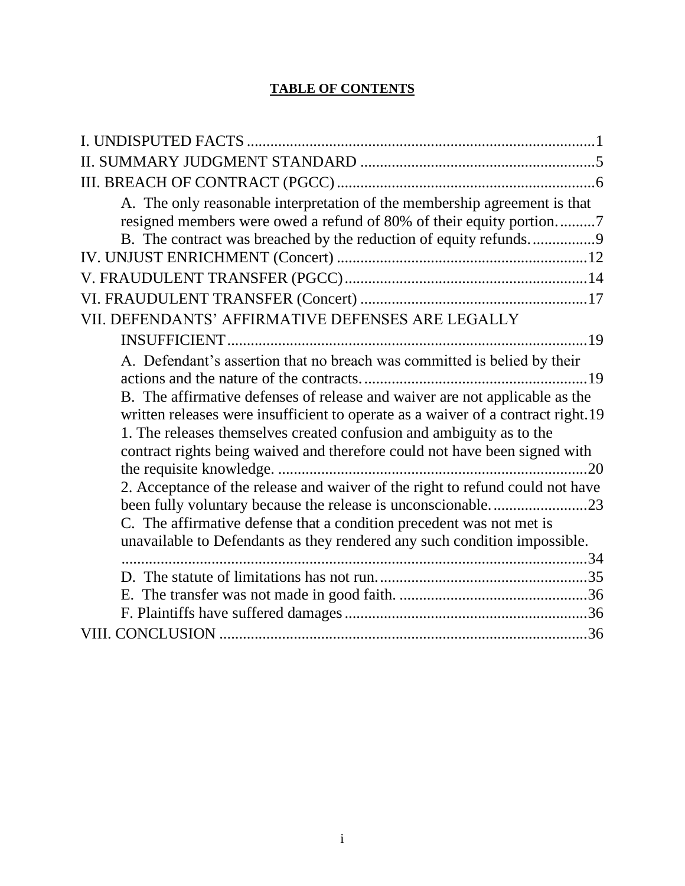**TABLE OF CONTENTS**

I. UNDISPUTED FACTS ........................................................................................1

II. SUMMARY JUDGMENT STANDARD ...........................................................5

III. BREACH OF CONTRACT (PGCC) .................................................................6

- A. The only reasonable interpretation of the membership agreement is that resigned members were owed a refund of 80% of their equity portion. .........7
- B. The contract was breached by the reduction of equity refunds. ................9

IV. UNJUST ENRICHMENT (Concert) ...............................................................12

V. FRAUDULENT TRANSFER (PGCC) .............................................................14

VI. FRAUDULENT TRANSFER (Concert) .........................................................17

VII. DEFENDANTS' AFFIRMATIVE DEFENSES ARE LEGALLY INSUFFICIENT ..........................................................................................19

- A. Defendant's assertion that no breach was committed is belied by their actions and the nature of the contracts. .........................................................19
- B. The affirmative defenses of release and waiver are not applicable as the written releases were insufficient to operate as a waiver of a contract right.19
  - 1. The releases themselves created confusion and ambiguity as to the contract rights being waived and therefore could not have been signed with the requisite knowledge. ..............................................................................20
  - 2. Acceptance of the release and waiver of the right to refund could not have been fully voluntary because the release is unconscionable. .......................23
- C. The affirmative defense that a condition precedent was not met is unavailable to Defendants as they rendered any such condition impossible. ..........................................................................................................34
- D. The statute of limitations has not run. .....................................................35
- E. The transfer was not made in good faith. ................................................36
- F. Plaintiffs have suffered damages .............................................................36

VIII. CONCLUSION ..............................................................................................36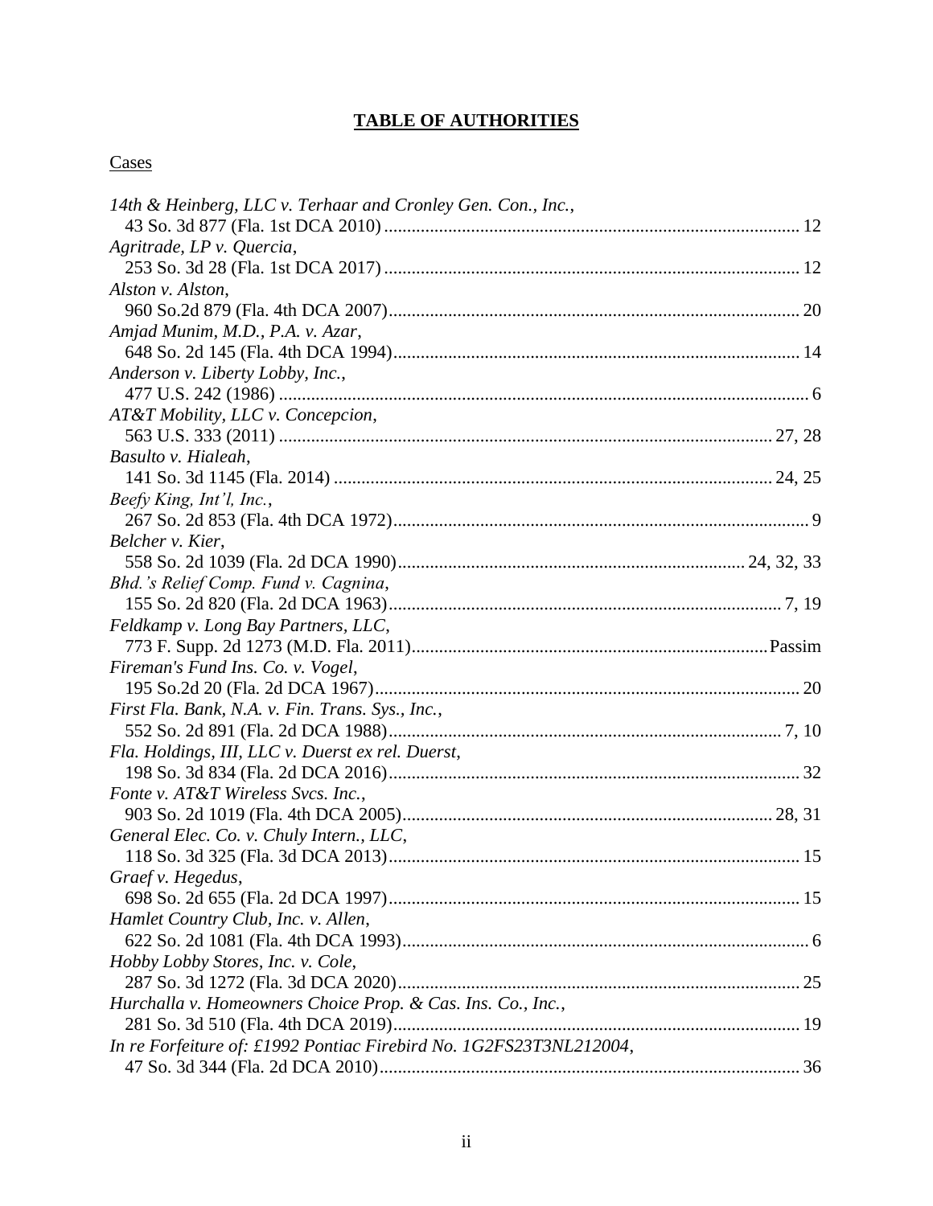# TABLE OF AUTHORITIES

## Cases

*14th & Heinberg, LLC v. Terhaar and Cronley Gen. Con., Inc.*,
43 So. 3d 877 (Fla. 1st DCA 2010) ........................................................................................ 12

*Agritrade, LP v. Quercia*,
253 So. 3d 28 (Fla. 1st DCA 2017) ........................................................................................ 12

*Alston v. Alston*,
960 So.2d 879 (Fla. 4th DCA 2007)........................................................................................ 20

*Amjad Munim, M.D., P.A. v. Azar*,
648 So. 2d 145 (Fla. 4th DCA 1994)....................................................................................... 14

*Anderson v. Liberty Lobby, Inc.*,
477 U.S. 242 (1986) ................................................................................................................ 6

*AT&T Mobility, LLC v. Concepcion*,
563 U.S. 333 (2011) ........................................................................................................ 27, 28

*Basulto v. Hialeah*,
141 So. 3d 1145 (Fla. 2014) ............................................................................................ 24, 25

*Beefy King, Int'l, Inc.*,
267 So. 2d 853 (Fla. 4th DCA 1972)........................................................................................ 9

*Belcher v. Kier*,
558 So. 2d 1039 (Fla. 2d DCA 1990)........................................................................ 24, 32, 33

*Bhd.'s Relief Comp. Fund v. Cagnina*,
155 So. 2d 820 (Fla. 2d DCA 1963)................................................................................... 7, 19

*Feldkamp v. Long Bay Partners, LLC*,
773 F. Supp. 2d 1273 (M.D. Fla. 2011)...........................................................................Passim

*Fireman's Fund Ins. Co. v. Vogel*,
195 So.2d 20 (Fla. 2d DCA 1967).......................................................................................... 20

*First Fla. Bank, N.A. v. Fin. Trans. Sys., Inc.*,
552 So. 2d 891 (Fla. 2d DCA 1988).................................................................................. 7, 10

*Fla. Holdings, III, LLC v. Duerst ex rel. Duerst*,
198 So. 3d 834 (Fla. 2d DCA 2016)....................................................................................... 32

*Fonte v. AT&T Wireless Svcs. Inc.*,
903 So. 2d 1019 (Fla. 4th DCA 2005)............................................................................. 28, 31

*General Elec. Co. v. Chuly Intern., LLC*,
118 So. 3d 325 (Fla. 3d DCA 2013)....................................................................................... 15

*Graef v. Hegedus*,
698 So. 2d 655 (Fla. 2d DCA 1997)....................................................................................... 15

*Hamlet Country Club, Inc. v. Allen*,
622 So. 2d 1081 (Fla. 4th DCA 1993)...................................................................................... 6

*Hobby Lobby Stores, Inc. v. Cole*,
287 So. 3d 1272 (Fla. 3d DCA 2020)..................................................................................... 25

*Hurchalla v. Homeowners Choice Prop. & Cas. Ins. Co., Inc.*,
281 So. 3d 510 (Fla. 4th DCA 2019)...................................................................................... 19

*In re Forfeiture of: £1992 Pontiac Firebird No. 1G2FS23T3NL212004*,
47 So. 3d 344 (Fla. 2d DCA 2010)......................................................................................... 36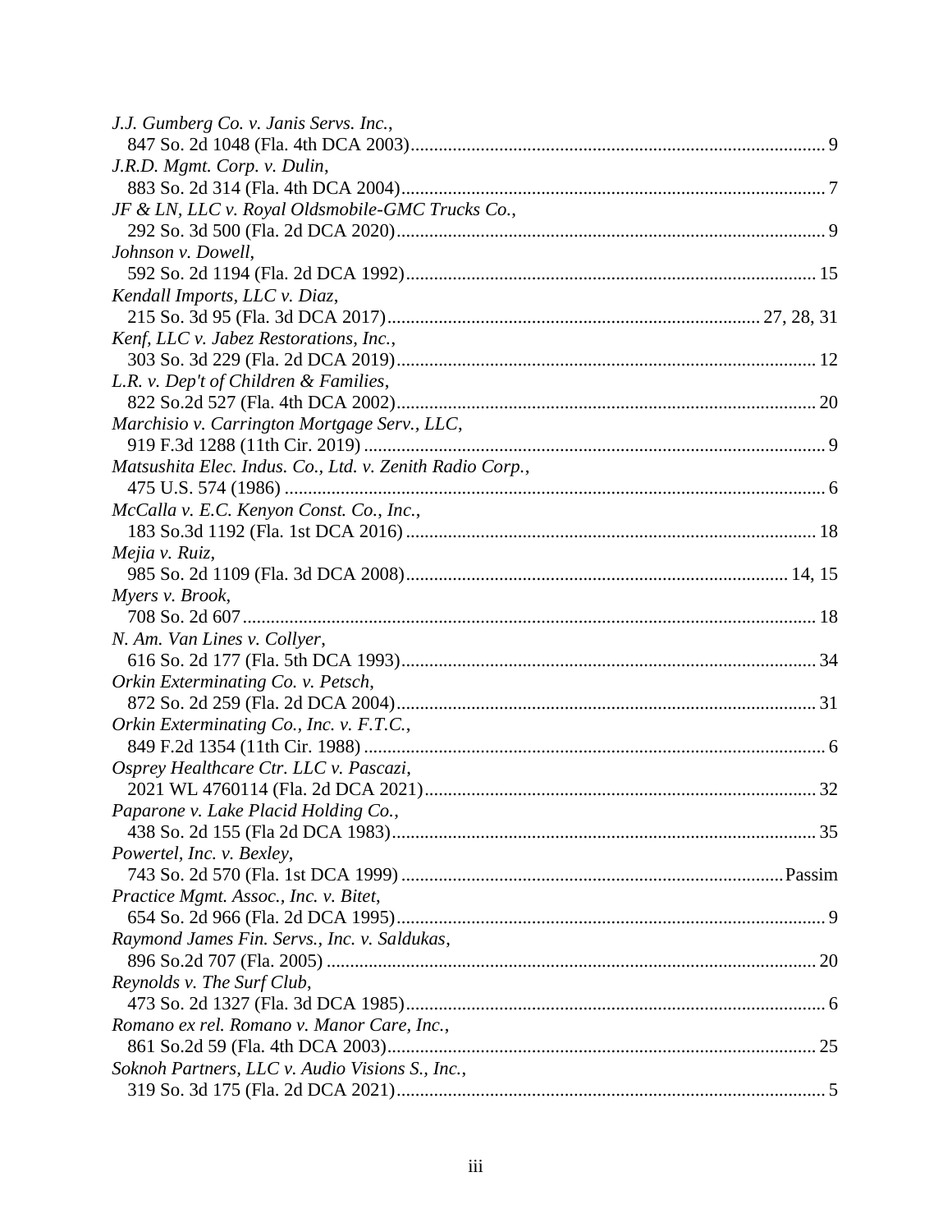*J.J. Gumberg Co. v. Janis Servs. Inc.*,
847 So. 2d 1048 (Fla. 4th DCA 2003) ........................................................................................ 9

*J.R.D. Mgmt. Corp. v. Dulin*,
883 So. 2d 314 (Fla. 4th DCA 2004) .......................................................................................... 7

*JF & LN, LLC v. Royal Oldsmobile-GMC Trucks Co.*,
292 So. 3d 500 (Fla. 2d DCA 2020) ........................................................................................... 9

*Johnson v. Dowell*,
592 So. 2d 1194 (Fla. 2d DCA 1992) ....................................................................................... 15

*Kendall Imports, LLC v. Diaz*,
215 So. 3d 95 (Fla. 3d DCA 2017) ............................................................................... 27, 28, 31

*Kenf, LLC v. Jabez Restorations, Inc.*,
303 So. 3d 229 (Fla. 2d DCA 2019) ......................................................................................... 12

*L.R. v. Dep't of Children & Families*,
822 So.2d 527 (Fla. 4th DCA 2002) ......................................................................................... 20

*Marchisio v. Carrington Mortgage Serv., LLC*,
919 F.3d 1288 (11th Cir. 2019) .................................................................................................. 9

*Matsushita Elec. Indus. Co., Ltd. v. Zenith Radio Corp.*,
475 U.S. 574 (1986) ................................................................................................................... 6

*McCalla v. E.C. Kenyon Const. Co., Inc.*,
183 So.3d 1192 (Fla. 1st DCA 2016) ....................................................................................... 18

*Mejia v. Ruiz*,
985 So. 2d 1109 (Fla. 3d DCA 2008) ................................................................................. 14, 15

*Myers v. Brook*,
708 So. 2d 607 .......................................................................................................................... 18

*N. Am. Van Lines v. Collyer*,
616 So. 2d 177 (Fla. 5th DCA 1993) ........................................................................................ 34

*Orkin Exterminating Co. v. Petsch*,
872 So. 2d 259 (Fla. 2d DCA 2004) ......................................................................................... 31

*Orkin Exterminating Co., Inc. v. F.T.C.*,
849 F.2d 1354 (11th Cir. 1988) .................................................................................................. 6

*Osprey Healthcare Ctr. LLC v. Pascazi*,
2021 WL 4760114 (Fla. 2d DCA 2021) ................................................................................... 32

*Paparone v. Lake Placid Holding Co.*,
438 So. 2d 155 (Fla 2d DCA 1983) .......................................................................................... 35

*Powertel, Inc. v. Bexley*,
743 So. 2d 570 (Fla. 1st DCA 1999) ................................................................................. Passim

*Practice Mgmt. Assoc., Inc. v. Bitet*,
654 So. 2d 966 (Fla. 2d DCA 1995) ........................................................................................... 9

*Raymond James Fin. Servs., Inc. v. Saldukas*,
896 So.2d 707 (Fla. 2005) ........................................................................................................ 20

*Reynolds v. The Surf Club*,
473 So. 2d 1327 (Fla. 3d DCA 1985) ......................................................................................... 6

*Romano ex rel. Romano v. Manor Care, Inc.*,
861 So.2d 59 (Fla. 4th DCA 2003) ........................................................................................... 25

*Soknoh Partners, LLC v. Audio Visions S., Inc.*,
319 So. 3d 175 (Fla. 2d DCA 2021) ........................................................................................... 5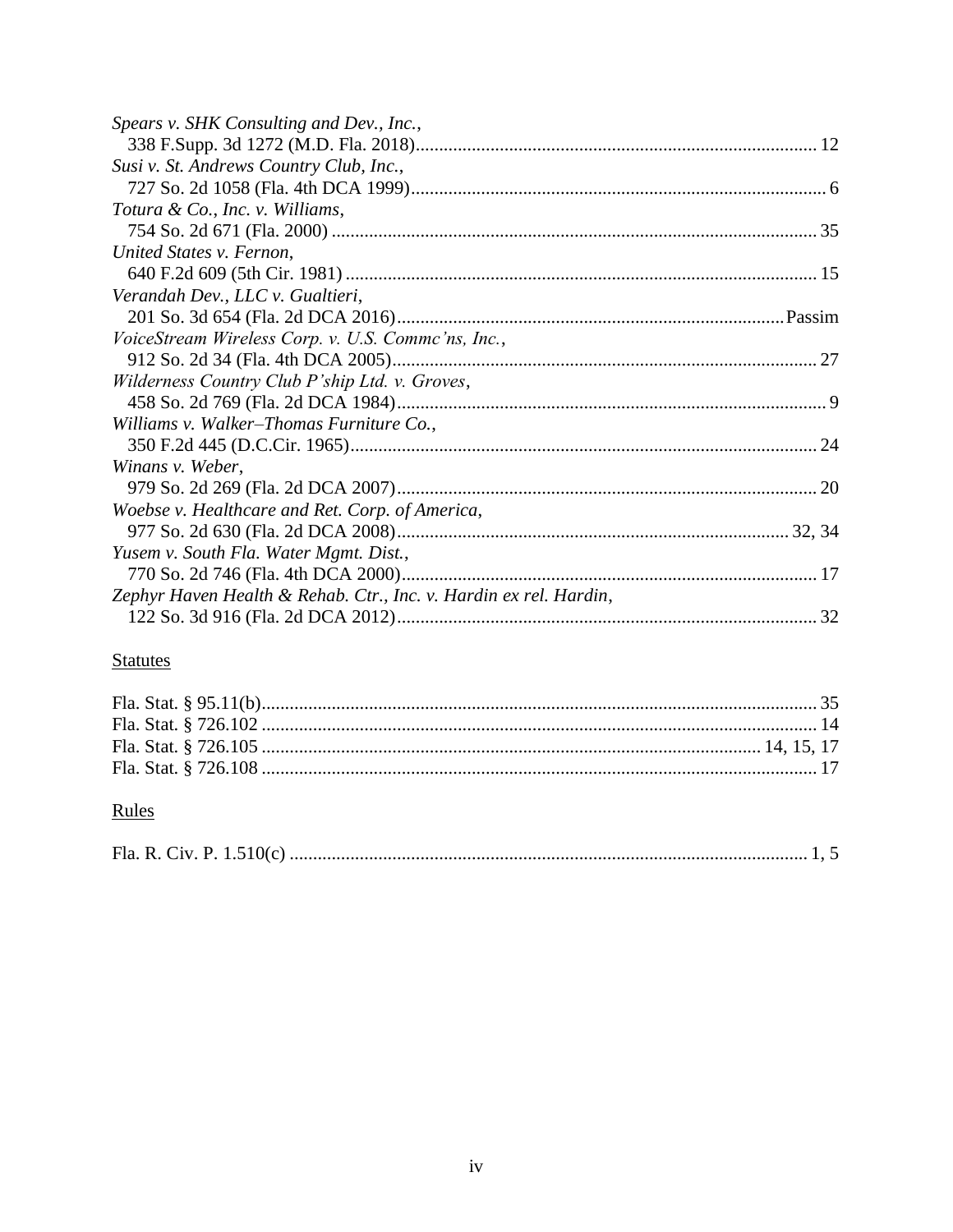*Spears v. SHK Consulting and Dev., Inc.*,
338 F.Supp. 3d 1272 (M.D. Fla. 2018)........................................................................................ 12

*Susi v. St. Andrews Country Club, Inc.*,
727 So. 2d 1058 (Fla. 4th DCA 1999)........................................................................................ 6

*Totura & Co., Inc. v. Williams*,
754 So. 2d 671 (Fla. 2000) ........................................................................................................ 35

*United States v. Fernon*,
640 F.2d 609 (5th Cir. 1981) ...................................................................................................... 15

*Verandah Dev., LLC v. Gualtieri*,
201 So. 3d 654 (Fla. 2d DCA 2016)...................................................................................Passim

*VoiceStream Wireless Corp. v. U.S. Commc'ns, Inc.*,
912 So. 2d 34 (Fla. 4th DCA 2005)........................................................................................... 27

*Wilderness Country Club P'ship Ltd. v. Groves*,
458 So. 2d 769 (Fla. 2d DCA 1984)........................................................................................... 9

*Williams v. Walker–Thomas Furniture Co.*,
350 F.2d 445 (D.C.Cir. 1965)..................................................................................................... 24

*Winans v. Weber*,
979 So. 2d 269 (Fla. 2d DCA 2007)........................................................................................... 20

*Woebse v. Healthcare and Ret. Corp. of America*,
977 So. 2d 630 (Fla. 2d DCA 2008).................................................................................... 32, 34

*Yusem v. South Fla. Water Mgmt. Dist.*,
770 So. 2d 746 (Fla. 4th DCA 2000)........................................................................................... 17

*Zephyr Haven Health & Rehab. Ctr., Inc. v. Hardin ex rel. Hardin*,
122 So. 3d 916 (Fla. 2d DCA 2012)........................................................................................... 32

## Statutes

Fla. Stat. § 95.11(b)...................................................................................................................... 35
Fla. Stat. § 726.102 ...................................................................................................................... 14
Fla. Stat. § 726.105 ........................................................................................................... 14, 15, 17
Fla. Stat. § 726.108 ...................................................................................................................... 17

## Rules

Fla. R. Civ. P. 1.510(c) ............................................................................................................... 1, 5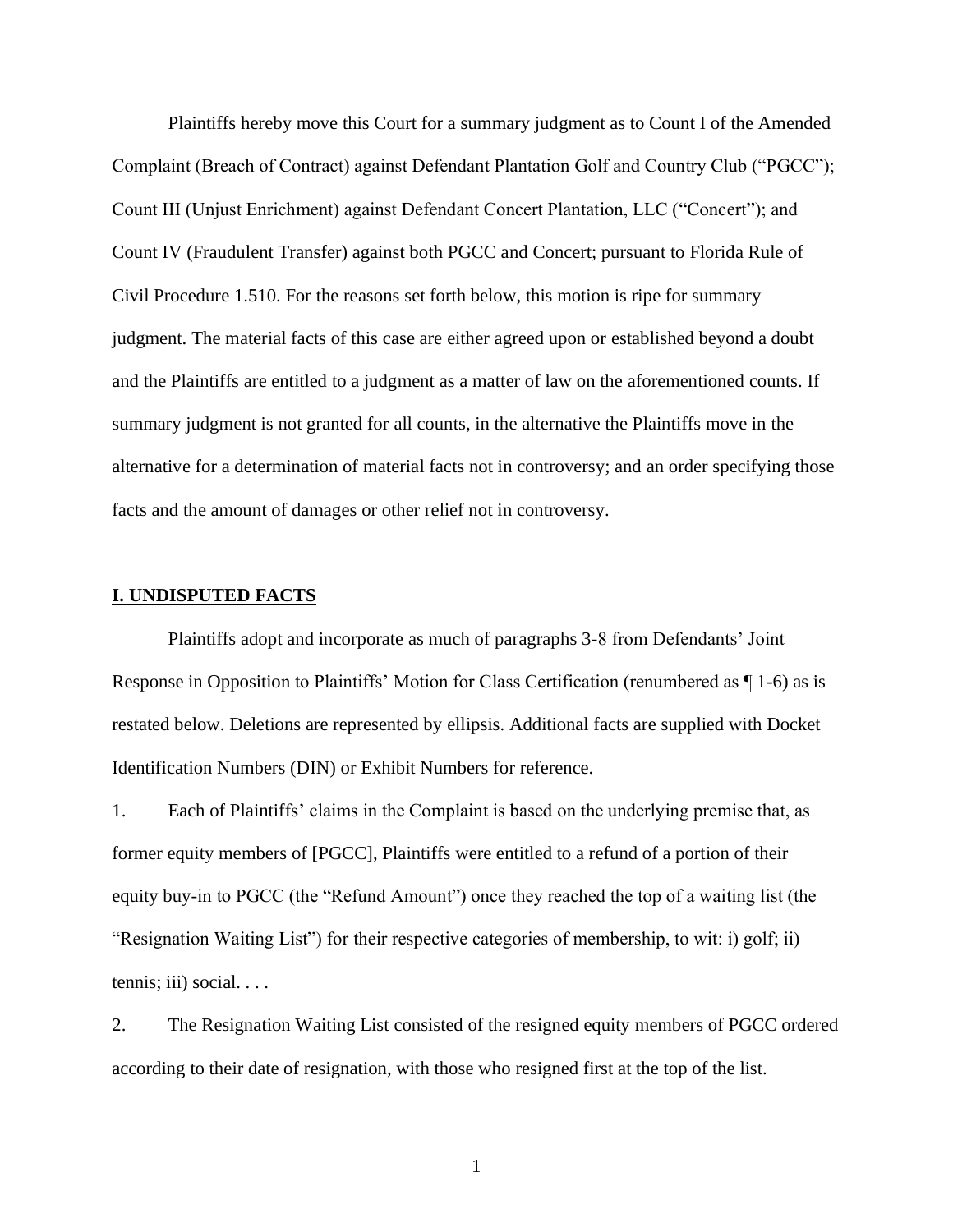Plaintiffs hereby move this Court for a summary judgment as to Count I of the Amended Complaint (Breach of Contract) against Defendant Plantation Golf and Country Club ("PGCC"); Count III (Unjust Enrichment) against Defendant Concert Plantation, LLC ("Concert"); and Count IV (Fraudulent Transfer) against both PGCC and Concert; pursuant to Florida Rule of Civil Procedure 1.510. For the reasons set forth below, this motion is ripe for summary judgment. The material facts of this case are either agreed upon or established beyond a doubt and the Plaintiffs are entitled to a judgment as a matter of law on the aforementioned counts. If summary judgment is not granted for all counts, in the alternative the Plaintiffs move in the alternative for a determination of material facts not in controversy; and an order specifying those facts and the amount of damages or other relief not in controversy.

## I. UNDISPUTED FACTS

Plaintiffs adopt and incorporate as much of paragraphs 3-8 from Defendants' Joint Response in Opposition to Plaintiffs' Motion for Class Certification (renumbered as ¶ 1-6) as is restated below. Deletions are represented by ellipsis. Additional facts are supplied with Docket Identification Numbers (DIN) or Exhibit Numbers for reference.

1. Each of Plaintiffs' claims in the Complaint is based on the underlying premise that, as former equity members of [PGCC], Plaintiffs were entitled to a refund of a portion of their equity buy-in to PGCC (the "Refund Amount") once they reached the top of a waiting list (the "Resignation Waiting List") for their respective categories of membership, to wit: i) golf; ii) tennis; iii) social. . . .

2. The Resignation Waiting List consisted of the resigned equity members of PGCC ordered according to their date of resignation, with those who resigned first at the top of the list.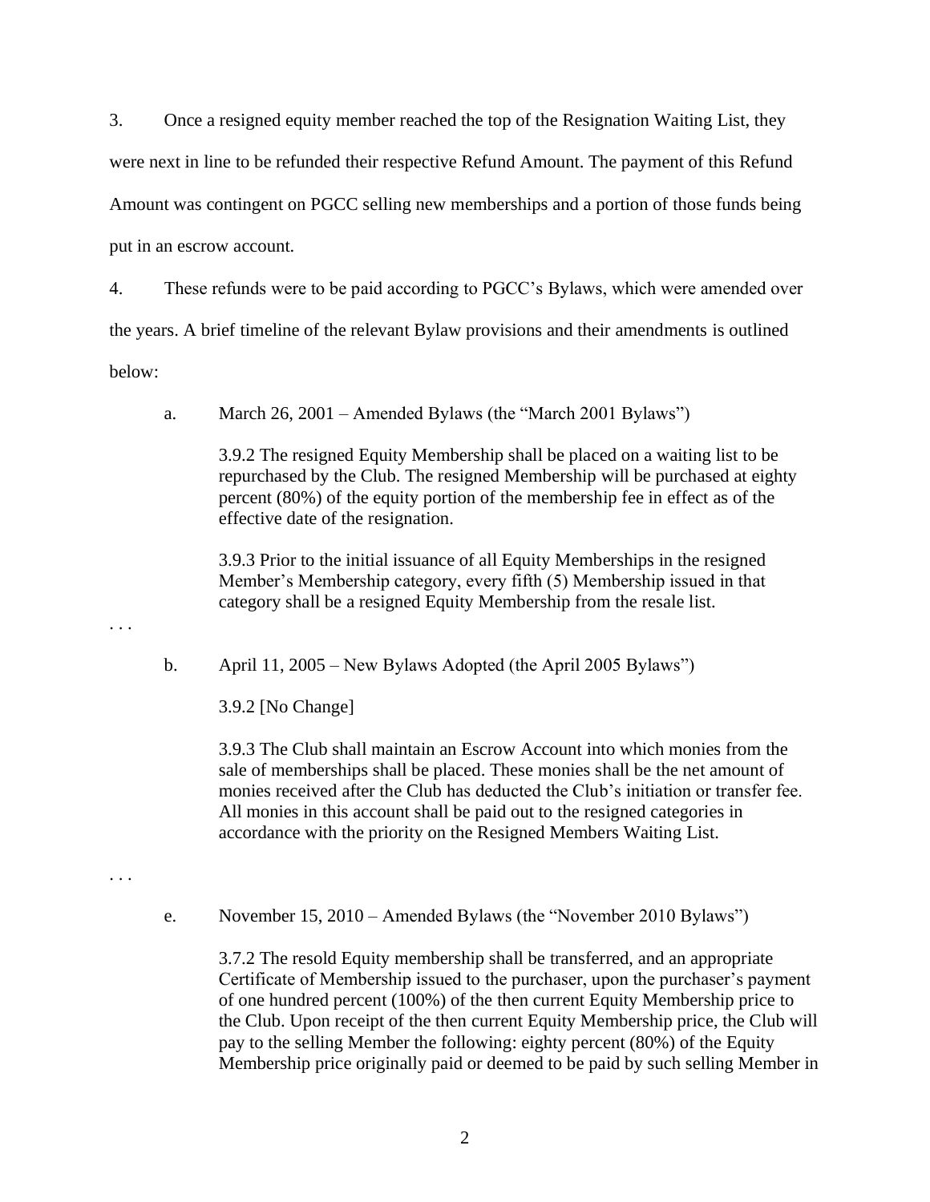3. Once a resigned equity member reached the top of the Resignation Waiting List, they were next in line to be refunded their respective Refund Amount. The payment of this Refund Amount was contingent on PGCC selling new memberships and a portion of those funds being put in an escrow account.

4. These refunds were to be paid according to PGCC's Bylaws, which were amended over the years. A brief timeline of the relevant Bylaw provisions and their amendments is outlined below:

   a. March 26, 2001 – Amended Bylaws (the "March 2001 Bylaws")

   > 3.9.2 The resigned Equity Membership shall be placed on a waiting list to be repurchased by the Club. The resigned Membership will be purchased at eighty percent (80%) of the equity portion of the membership fee in effect as of the effective date of the resignation.
   >
   > 3.9.3 Prior to the initial issuance of all Equity Memberships in the resigned Member's Membership category, every fifth (5) Membership issued in that category shall be a resigned Equity Membership from the resale list.

. . .

   b. April 11, 2005 – New Bylaws Adopted (the April 2005 Bylaws")

   > 3.9.2 [No Change]
   >
   > 3.9.3 The Club shall maintain an Escrow Account into which monies from the sale of memberships shall be placed. These monies shall be the net amount of monies received after the Club has deducted the Club's initiation or transfer fee. All monies in this account shall be paid out to the resigned categories in accordance with the priority on the Resigned Members Waiting List.

. . .

   e. November 15, 2010 – Amended Bylaws (the "November 2010 Bylaws")

   > 3.7.2 The resold Equity membership shall be transferred, and an appropriate Certificate of Membership issued to the purchaser, upon the purchaser's payment of one hundred percent (100%) of the then current Equity Membership price to the Club. Upon receipt of the then current Equity Membership price, the Club will pay to the selling Member the following: eighty percent (80%) of the Equity Membership price originally paid or deemed to be paid by such selling Member in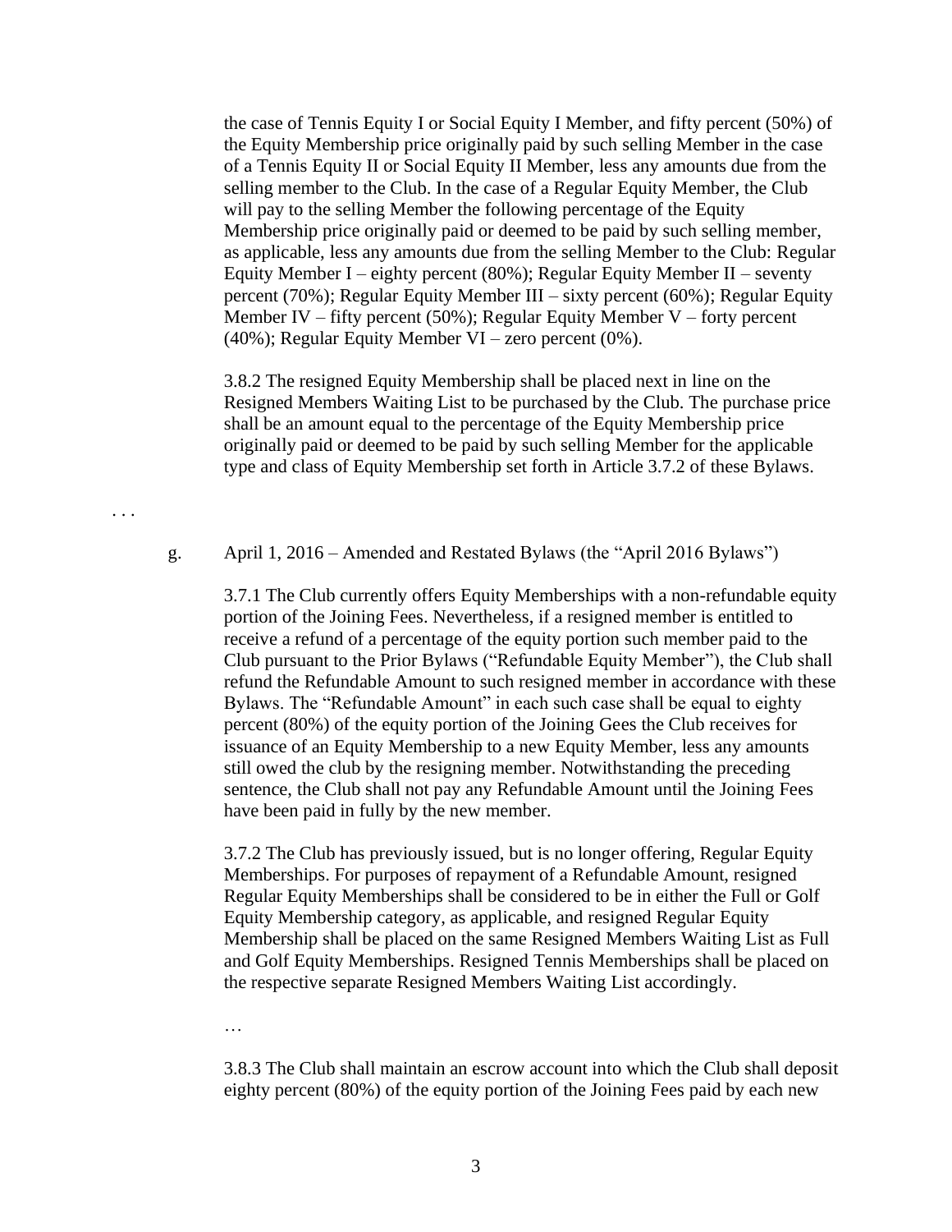the case of Tennis Equity I or Social Equity I Member, and fifty percent (50%) of the Equity Membership price originally paid by such selling Member in the case of a Tennis Equity II or Social Equity II Member, less any amounts due from the selling member to the Club. In the case of a Regular Equity Member, the Club will pay to the selling Member the following percentage of the Equity Membership price originally paid or deemed to be paid by such selling member, as applicable, less any amounts due from the selling Member to the Club: Regular Equity Member I – eighty percent (80%); Regular Equity Member II – seventy percent (70%); Regular Equity Member III – sixty percent (60%); Regular Equity Member IV – fifty percent (50%); Regular Equity Member V – forty percent (40%); Regular Equity Member VI – zero percent (0%).

3.8.2 The resigned Equity Membership shall be placed next in line on the Resigned Members Waiting List to be purchased by the Club. The purchase price shall be an amount equal to the percentage of the Equity Membership price originally paid or deemed to be paid by such selling Member for the applicable type and class of Equity Membership set forth in Article 3.7.2 of these Bylaws.

. . .

g. April 1, 2016 – Amended and Restated Bylaws (the "April 2016 Bylaws")

3.7.1 The Club currently offers Equity Memberships with a non-refundable equity portion of the Joining Fees. Nevertheless, if a resigned member is entitled to receive a refund of a percentage of the equity portion such member paid to the Club pursuant to the Prior Bylaws ("Refundable Equity Member"), the Club shall refund the Refundable Amount to such resigned member in accordance with these Bylaws. The "Refundable Amount" in each such case shall be equal to eighty percent (80%) of the equity portion of the Joining Gees the Club receives for issuance of an Equity Membership to a new Equity Member, less any amounts still owed the club by the resigning member. Notwithstanding the preceding sentence, the Club shall not pay any Refundable Amount until the Joining Fees have been paid in fully by the new member.

3.7.2 The Club has previously issued, but is no longer offering, Regular Equity Memberships. For purposes of repayment of a Refundable Amount, resigned Regular Equity Memberships shall be considered to be in either the Full or Golf Equity Membership category, as applicable, and resigned Regular Equity Membership shall be placed on the same Resigned Members Waiting List as Full and Golf Equity Memberships. Resigned Tennis Memberships shall be placed on the respective separate Resigned Members Waiting List accordingly.

…

3.8.3 The Club shall maintain an escrow account into which the Club shall deposit eighty percent (80%) of the equity portion of the Joining Fees paid by each new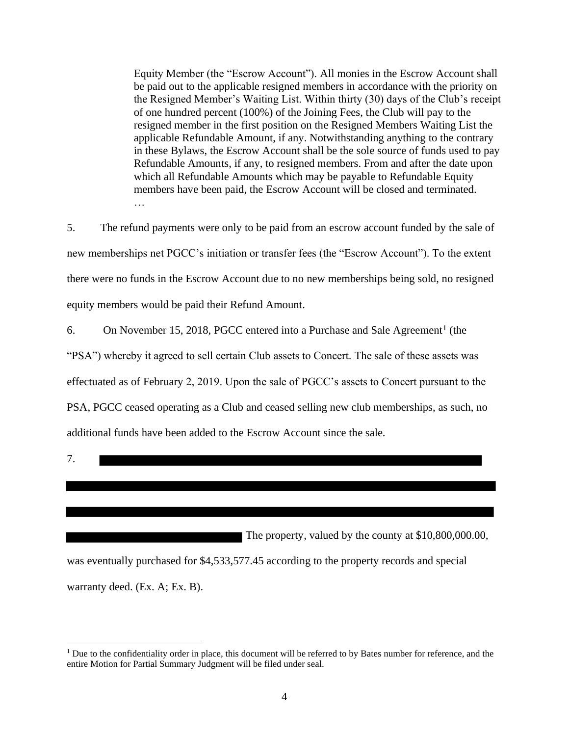> Equity Member (the "Escrow Account"). All monies in the Escrow Account shall be paid out to the applicable resigned members in accordance with the priority on the Resigned Member's Waiting List. Within thirty (30) days of the Club's receipt of one hundred percent (100%) of the Joining Fees, the Club will pay to the resigned member in the first position on the Resigned Members Waiting List the applicable Refundable Amount, if any. Notwithstanding anything to the contrary in these Bylaws, the Escrow Account shall be the sole source of funds used to pay Refundable Amounts, if any, to resigned members. From and after the date upon which all Refundable Amounts which may be payable to Refundable Equity members have been paid, the Escrow Account will be closed and terminated.
> …

5. The refund payments were only to be paid from an escrow account funded by the sale of new memberships net PGCC's initiation or transfer fees (the "Escrow Account"). To the extent there were no funds in the Escrow Account due to no new memberships being sold, no resigned equity members would be paid their Refund Amount.

6. On November 15, 2018, PGCC entered into a Purchase and Sale Agreement[1] (the "PSA") whereby it agreed to sell certain Club assets to Concert. The sale of these assets was effectuated as of February 2, 2019. Upon the sale of PGCC's assets to Concert pursuant to the PSA, PGCC ceased operating as a Club and ceased selling new club memberships, as such, no additional funds have been added to the Escrow Account since the sale.

7. [REDACTED] The property, valued by the county at $10,800,000.00, was eventually purchased for $4,533,577.45 according to the property records and special warranty deed. (Ex. A; Ex. B).

[1] Due to the confidentiality order in place, this document will be referred to by Bates number for reference, and the entire Motion for Partial Summary Judgment will be filed under seal.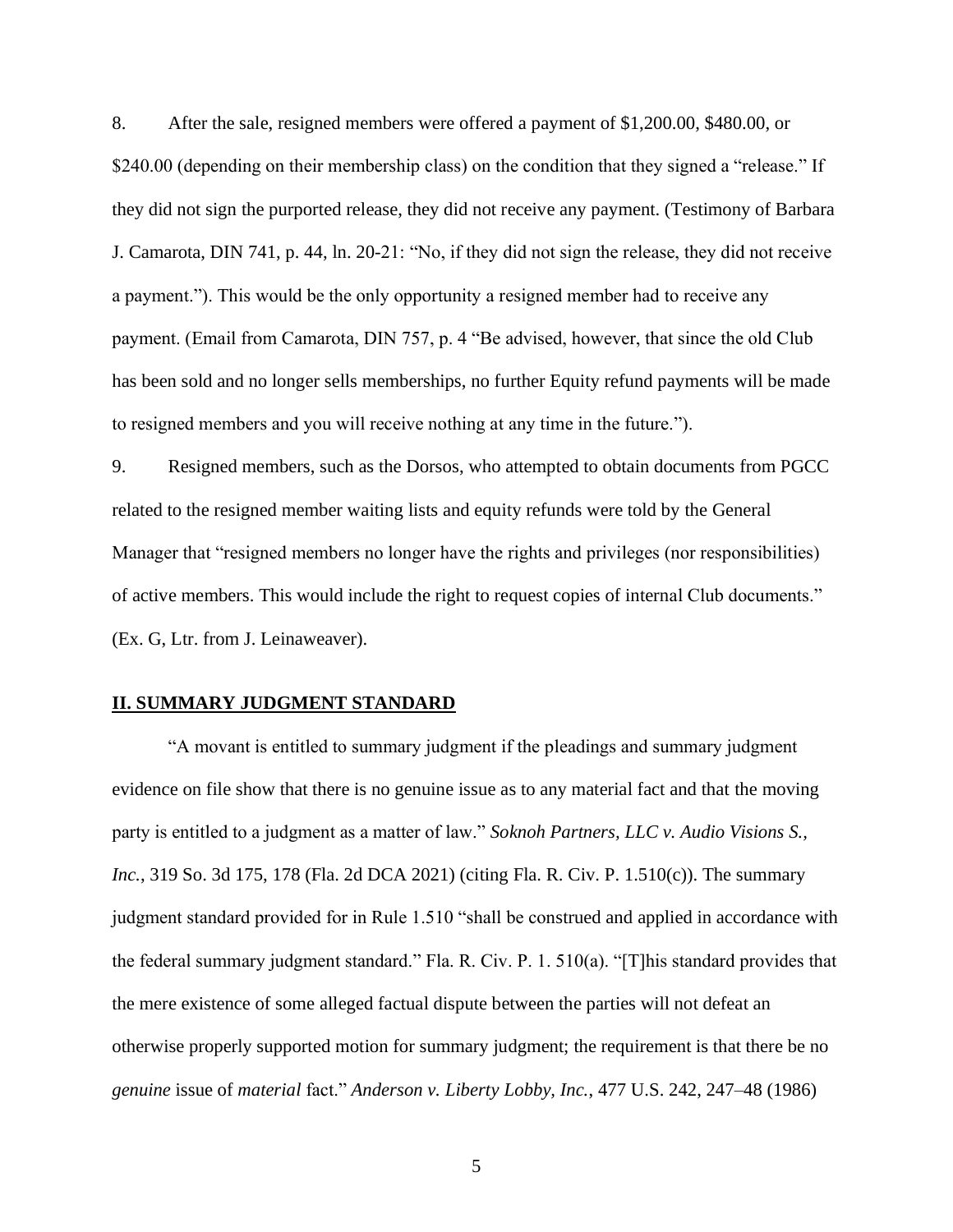8. After the sale, resigned members were offered a payment of $1,200.00, $480.00, or $240.00 (depending on their membership class) on the condition that they signed a "release." If they did not sign the purported release, they did not receive any payment. (Testimony of Barbara J. Camarota, DIN 741, p. 44, ln. 20-21: "No, if they did not sign the release, they did not receive a payment."). This would be the only opportunity a resigned member had to receive any payment. (Email from Camarota, DIN 757, p. 4 "Be advised, however, that since the old Club has been sold and no longer sells memberships, no further Equity refund payments will be made to resigned members and you will receive nothing at any time in the future.").

9. Resigned members, such as the Dorsos, who attempted to obtain documents from PGCC related to the resigned member waiting lists and equity refunds were told by the General Manager that "resigned members no longer have the rights and privileges (nor responsibilities) of active members. This would include the right to request copies of internal Club documents." (Ex. G, Ltr. from J. Leinaweaver).

## **II. SUMMARY JUDGMENT STANDARD**

"A movant is entitled to summary judgment if the pleadings and summary judgment evidence on file show that there is no genuine issue as to any material fact and that the moving party is entitled to a judgment as a matter of law." *Soknoh Partners, LLC v. Audio Visions S., Inc.*, 319 So. 3d 175, 178 (Fla. 2d DCA 2021) (citing Fla. R. Civ. P. 1.510(c)). The summary judgment standard provided for in Rule 1.510 "shall be construed and applied in accordance with the federal summary judgment standard." Fla. R. Civ. P. 1. 510(a). "[T]his standard provides that the mere existence of some alleged factual dispute between the parties will not defeat an otherwise properly supported motion for summary judgment; the requirement is that there be no *genuine* issue of *material* fact." *Anderson v. Liberty Lobby, Inc.*, 477 U.S. 242, 247–48 (1986)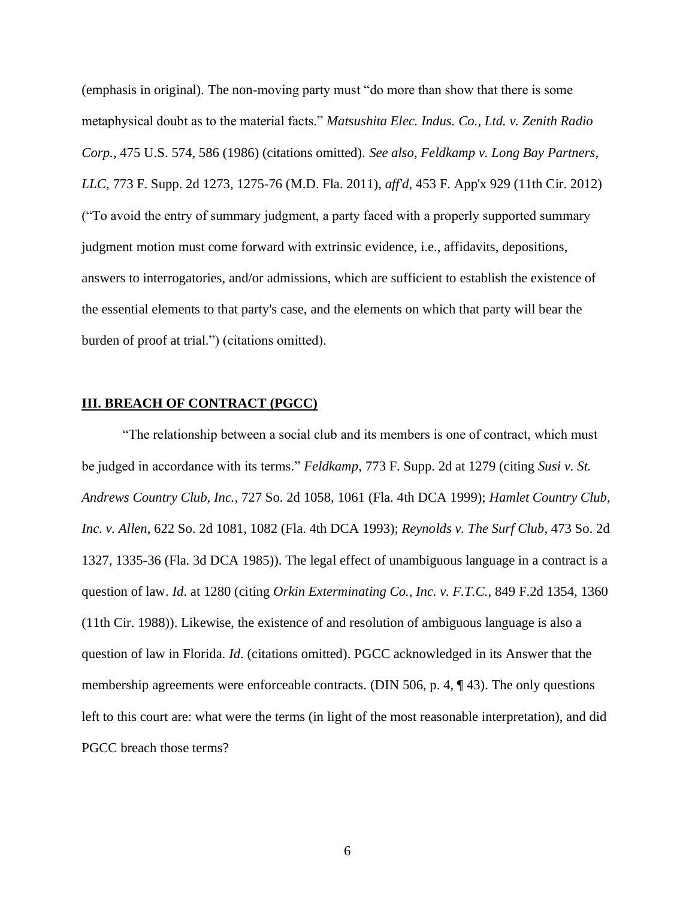(emphasis in original). The non-moving party must "do more than show that there is some metaphysical doubt as to the material facts." *Matsushita Elec. Indus. Co., Ltd. v. Zenith Radio Corp.*, 475 U.S. 574, 586 (1986) (citations omitted). *See also*, *Feldkamp v. Long Bay Partners, LLC*, 773 F. Supp. 2d 1273, 1275-76 (M.D. Fla. 2011), *aff'd*, 453 F. App'x 929 (11th Cir. 2012) ("To avoid the entry of summary judgment, a party faced with a properly supported summary judgment motion must come forward with extrinsic evidence, i.e., affidavits, depositions, answers to interrogatories, and/or admissions, which are sufficient to establish the existence of the essential elements to that party's case, and the elements on which that party will bear the burden of proof at trial.") (citations omitted).

## III. BREACH OF CONTRACT (PGCC)

"The relationship between a social club and its members is one of contract, which must be judged in accordance with its terms." *Feldkamp*, 773 F. Supp. 2d at 1279 (citing *Susi v. St. Andrews Country Club, Inc.*, 727 So. 2d 1058, 1061 (Fla. 4th DCA 1999); *Hamlet Country Club, Inc. v. Allen*, 622 So. 2d 1081, 1082 (Fla. 4th DCA 1993); *Reynolds v. The Surf Club*, 473 So. 2d 1327, 1335-36 (Fla. 3d DCA 1985)). The legal effect of unambiguous language in a contract is a question of law. *Id.* at 1280 (citing *Orkin Exterminating Co., Inc. v. F.T.C.*, 849 F.2d 1354, 1360 (11th Cir. 1988)). Likewise, the existence of and resolution of ambiguous language is also a question of law in Florida. *Id.* (citations omitted). PGCC acknowledged in its Answer that the membership agreements were enforceable contracts. (DIN 506, p. 4, ¶ 43). The only questions left to this court are: what were the terms (in light of the most reasonable interpretation), and did PGCC breach those terms?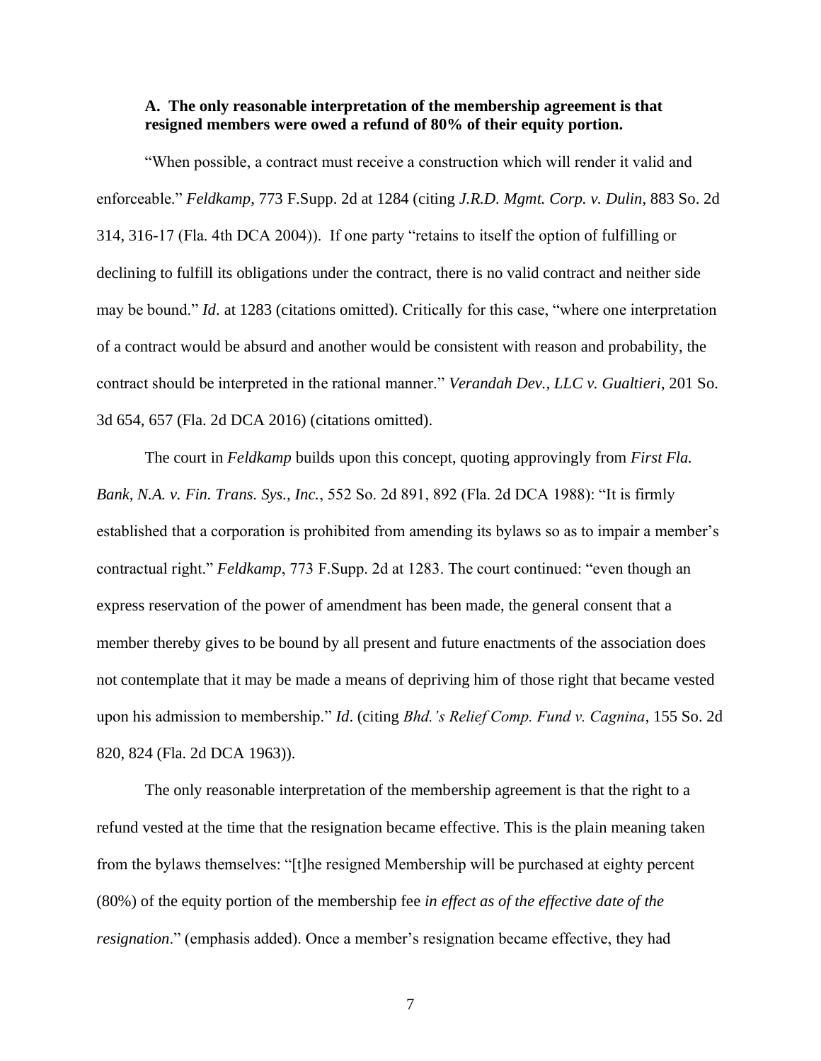### A. The only reasonable interpretation of the membership agreement is that resigned members were owed a refund of 80% of their equity portion.

"When possible, a contract must receive a construction which will render it valid and enforceable." *Feldkamp*, 773 F.Supp. 2d at 1284 (citing *J.R.D. Mgmt. Corp. v. Dulin,* 883 So. 2d 314, 316-17 (Fla. 4th DCA 2004)). If one party "retains to itself the option of fulfilling or declining to fulfill its obligations under the contract, there is no valid contract and neither side may be bound." *Id*. at 1283 (citations omitted). Critically for this case, "where one interpretation of a contract would be absurd and another would be consistent with reason and probability, the contract should be interpreted in the rational manner." *Verandah Dev., LLC v. Gualtieri*, 201 So. 3d 654, 657 (Fla. 2d DCA 2016) (citations omitted).

The court in *Feldkamp* builds upon this concept, quoting approvingly from *First Fla. Bank, N.A. v. Fin. Trans. Sys., Inc.*, 552 So. 2d 891, 892 (Fla. 2d DCA 1988): "It is firmly established that a corporation is prohibited from amending its bylaws so as to impair a member's contractual right." *Feldkamp*, 773 F.Supp. 2d at 1283. The court continued: "even though an express reservation of the power of amendment has been made, the general consent that a member thereby gives to be bound by all present and future enactments of the association does not contemplate that it may be made a means of depriving him of those right that became vested upon his admission to membership." *Id*. (citing *Bhd.'s Relief Comp. Fund v. Cagnina*, 155 So. 2d 820, 824 (Fla. 2d DCA 1963)).

The only reasonable interpretation of the membership agreement is that the right to a refund vested at the time that the resignation became effective. This is the plain meaning taken from the bylaws themselves: "[t]he resigned Membership will be purchased at eighty percent (80%) of the equity portion of the membership fee *in effect as of the effective date of the resignation*." (emphasis added). Once a member's resignation became effective, they had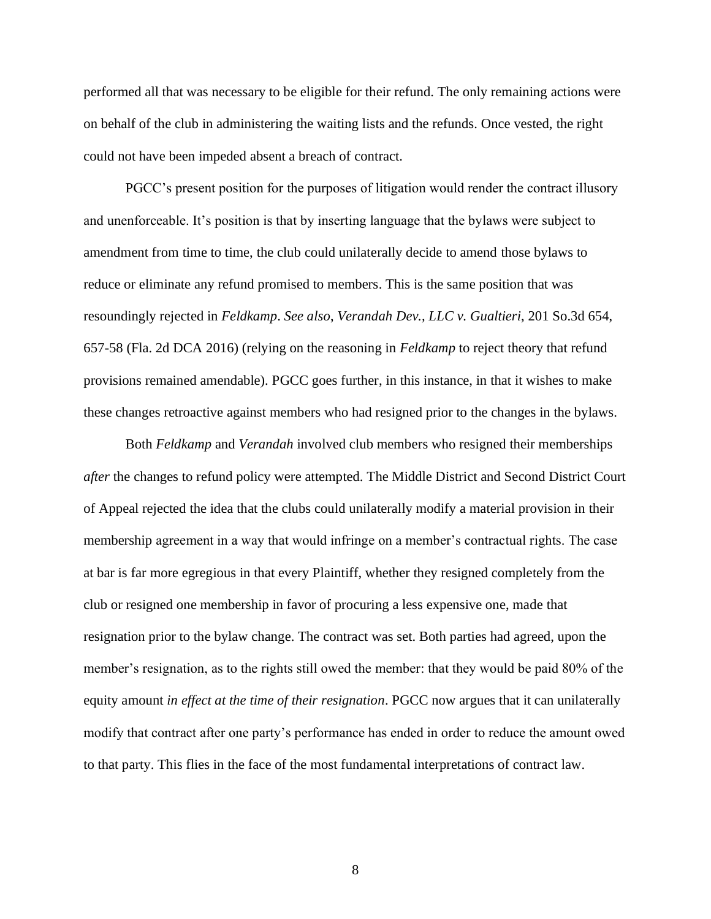performed all that was necessary to be eligible for their refund. The only remaining actions were on behalf of the club in administering the waiting lists and the refunds. Once vested, the right could not have been impeded absent a breach of contract.

PGCC's present position for the purposes of litigation would render the contract illusory and unenforceable. It's position is that by inserting language that the bylaws were subject to amendment from time to time, the club could unilaterally decide to amend those bylaws to reduce or eliminate any refund promised to members. This is the same position that was resoundingly rejected in *Feldkamp*. *See also*, *Verandah Dev., LLC v. Gualtieri*, 201 So.3d 654, 657-58 (Fla. 2d DCA 2016) (relying on the reasoning in *Feldkamp* to reject theory that refund provisions remained amendable). PGCC goes further, in this instance, in that it wishes to make these changes retroactive against members who had resigned prior to the changes in the bylaws.

Both *Feldkamp* and *Verandah* involved club members who resigned their memberships *after* the changes to refund policy were attempted. The Middle District and Second District Court of Appeal rejected the idea that the clubs could unilaterally modify a material provision in their membership agreement in a way that would infringe on a member's contractual rights. The case at bar is far more egregious in that every Plaintiff, whether they resigned completely from the club or resigned one membership in favor of procuring a less expensive one, made that resignation prior to the bylaw change. The contract was set. Both parties had agreed, upon the member's resignation, as to the rights still owed the member: that they would be paid 80% of the equity amount *in effect at the time of their resignation*. PGCC now argues that it can unilaterally modify that contract after one party's performance has ended in order to reduce the amount owed to that party. This flies in the face of the most fundamental interpretations of contract law.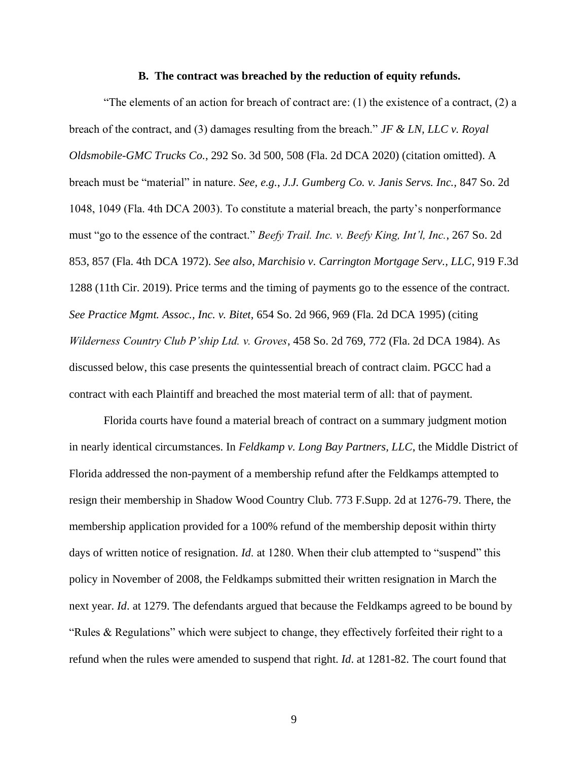### B. The contract was breached by the reduction of equity refunds.

"The elements of an action for breach of contract are: (1) the existence of a contract, (2) a breach of the contract, and (3) damages resulting from the breach." *JF & LN, LLC v. Royal Oldsmobile-GMC Trucks Co.*, 292 So. 3d 500, 508 (Fla. 2d DCA 2020) (citation omitted). A breach must be "material" in nature. *See, e.g.*, *J.J. Gumberg Co. v. Janis Servs. Inc.*, 847 So. 2d 1048, 1049 (Fla. 4th DCA 2003). To constitute a material breach, the party's nonperformance must "go to the essence of the contract." *Beefy Trail. Inc. v. Beefy King, Int'l, Inc.*, 267 So. 2d 853, 857 (Fla. 4th DCA 1972). *See also, Marchisio v. Carrington Mortgage Serv., LLC*, 919 F.3d 1288 (11th Cir. 2019). Price terms and the timing of payments go to the essence of the contract. *See Practice Mgmt. Assoc., Inc. v. Bitet*, 654 So. 2d 966, 969 (Fla. 2d DCA 1995) (citing *Wilderness Country Club P'ship Ltd. v. Groves*, 458 So. 2d 769, 772 (Fla. 2d DCA 1984). As discussed below, this case presents the quintessential breach of contract claim. PGCC had a contract with each Plaintiff and breached the most material term of all: that of payment.

Florida courts have found a material breach of contract on a summary judgment motion in nearly identical circumstances. In *Feldkamp v. Long Bay Partners, LLC*, the Middle District of Florida addressed the non-payment of a membership refund after the Feldkamps attempted to resign their membership in Shadow Wood Country Club. 773 F.Supp. 2d at 1276-79. There, the membership application provided for a 100% refund of the membership deposit within thirty days of written notice of resignation. *Id*. at 1280. When their club attempted to "suspend" this policy in November of 2008, the Feldkamps submitted their written resignation in March the next year. *Id*. at 1279. The defendants argued that because the Feldkamps agreed to be bound by "Rules & Regulations" which were subject to change, they effectively forfeited their right to a refund when the rules were amended to suspend that right. *Id*. at 1281-82. The court found that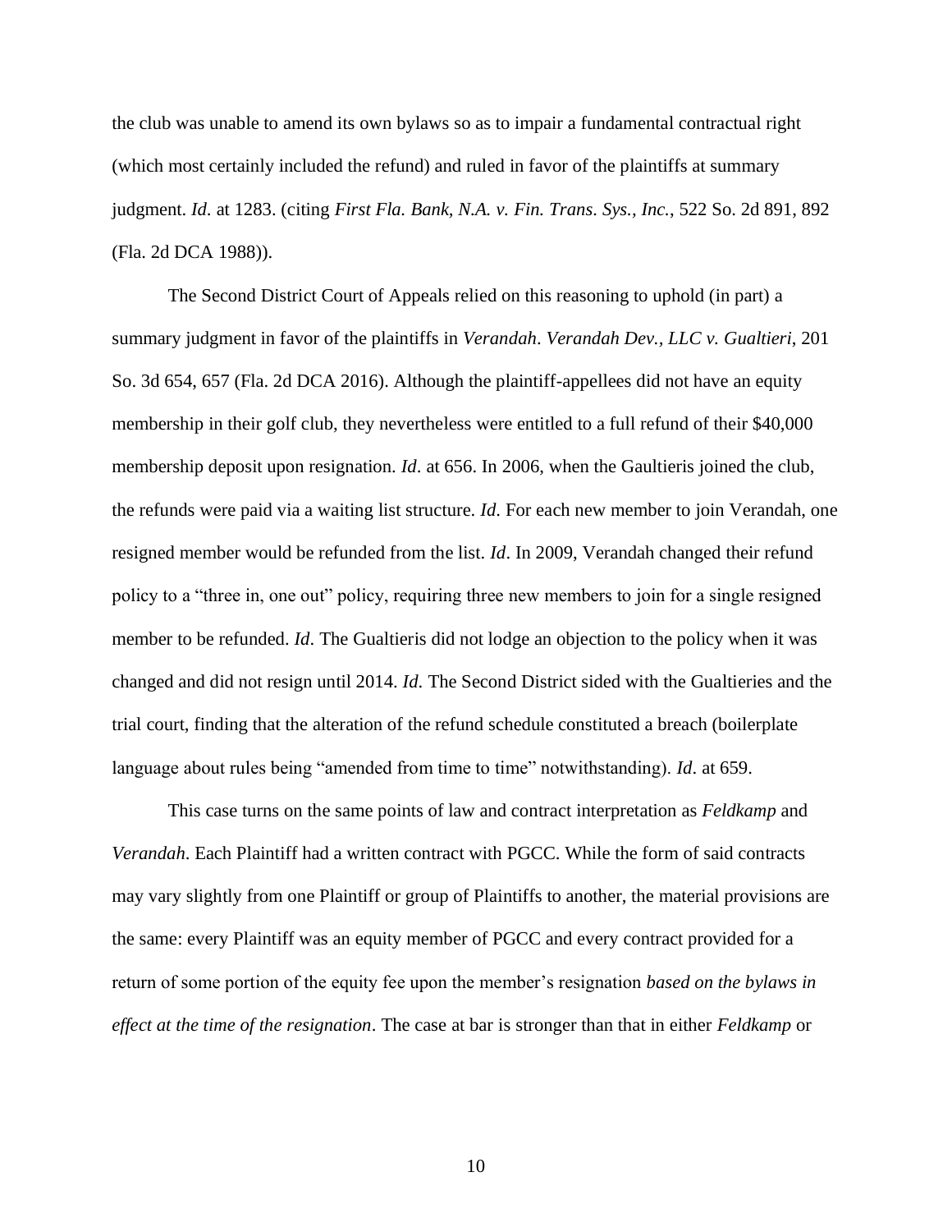the club was unable to amend its own bylaws so as to impair a fundamental contractual right (which most certainly included the refund) and ruled in favor of the plaintiffs at summary judgment. *Id.* at 1283. (citing *First Fla. Bank, N.A. v. Fin. Trans. Sys., Inc.*, 522 So. 2d 891, 892 (Fla. 2d DCA 1988)).

The Second District Court of Appeals relied on this reasoning to uphold (in part) a summary judgment in favor of the plaintiffs in *Verandah*. *Verandah Dev., LLC v. Gualtieri*, 201 So. 3d 654, 657 (Fla. 2d DCA 2016). Although the plaintiff-appellees did not have an equity membership in their golf club, they nevertheless were entitled to a full refund of their $40,000 membership deposit upon resignation. *Id*. at 656. In 2006, when the Gaultieris joined the club, the refunds were paid via a waiting list structure. *Id*. For each new member to join Verandah, one resigned member would be refunded from the list. *Id*. In 2009, Verandah changed their refund policy to a "three in, one out" policy, requiring three new members to join for a single resigned member to be refunded. *Id*. The Gualtieris did not lodge an objection to the policy when it was changed and did not resign until 2014. *Id*. The Second District sided with the Gualtieries and the trial court, finding that the alteration of the refund schedule constituted a breach (boilerplate language about rules being "amended from time to time" notwithstanding). *Id*. at 659.

This case turns on the same points of law and contract interpretation as *Feldkamp* and *Verandah*. Each Plaintiff had a written contract with PGCC. While the form of said contracts may vary slightly from one Plaintiff or group of Plaintiffs to another, the material provisions are the same: every Plaintiff was an equity member of PGCC and every contract provided for a return of some portion of the equity fee upon the member's resignation *based on the bylaws in effect at the time of the resignation*. The case at bar is stronger than that in either *Feldkamp* or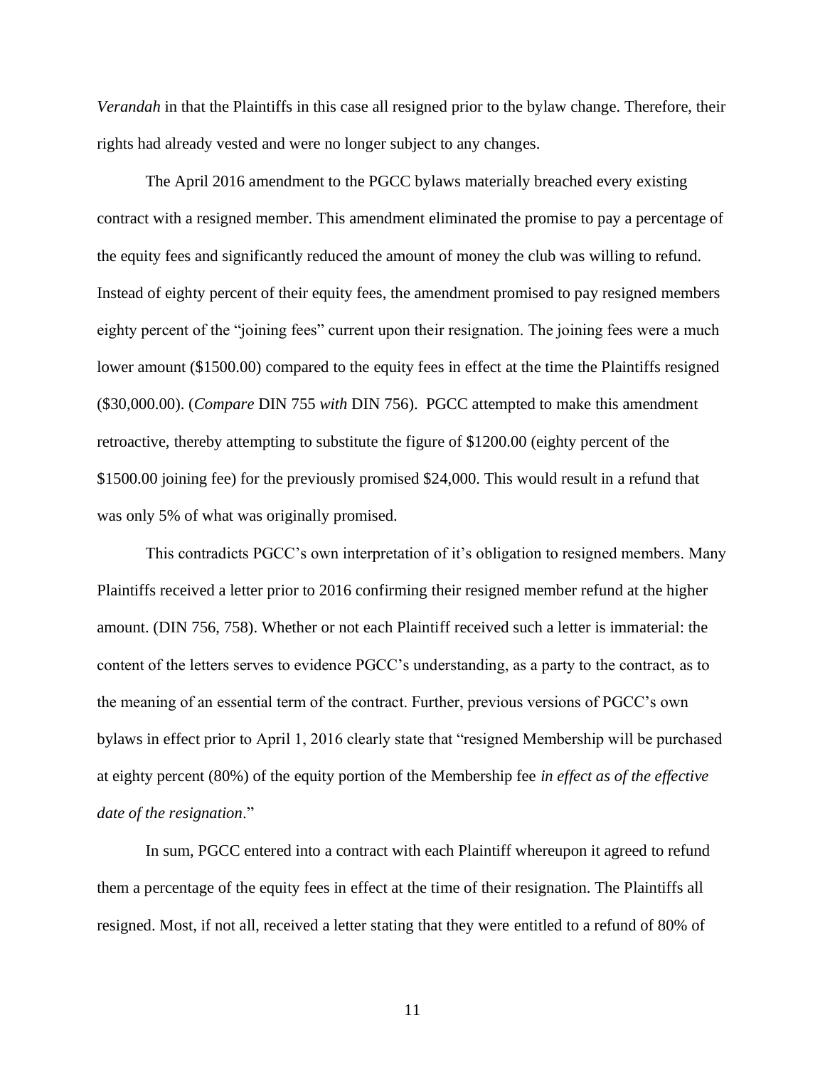*Verandah* in that the Plaintiffs in this case all resigned prior to the bylaw change. Therefore, their rights had already vested and were no longer subject to any changes.

The April 2016 amendment to the PGCC bylaws materially breached every existing contract with a resigned member. This amendment eliminated the promise to pay a percentage of the equity fees and significantly reduced the amount of money the club was willing to refund. Instead of eighty percent of their equity fees, the amendment promised to pay resigned members eighty percent of the "joining fees" current upon their resignation. The joining fees were a much lower amount ($1500.00) compared to the equity fees in effect at the time the Plaintiffs resigned ($30,000.00). (*Compare* DIN 755 *with* DIN 756). PGCC attempted to make this amendment retroactive, thereby attempting to substitute the figure of $1200.00 (eighty percent of the $1500.00 joining fee) for the previously promised $24,000. This would result in a refund that was only 5% of what was originally promised.

This contradicts PGCC's own interpretation of it's obligation to resigned members. Many Plaintiffs received a letter prior to 2016 confirming their resigned member refund at the higher amount. (DIN 756, 758). Whether or not each Plaintiff received such a letter is immaterial: the content of the letters serves to evidence PGCC's understanding, as a party to the contract, as to the meaning of an essential term of the contract. Further, previous versions of PGCC's own bylaws in effect prior to April 1, 2016 clearly state that "resigned Membership will be purchased at eighty percent (80%) of the equity portion of the Membership fee *in effect as of the effective date of the resignation*."

In sum, PGCC entered into a contract with each Plaintiff whereupon it agreed to refund them a percentage of the equity fees in effect at the time of their resignation. The Plaintiffs all resigned. Most, if not all, received a letter stating that they were entitled to a refund of 80% of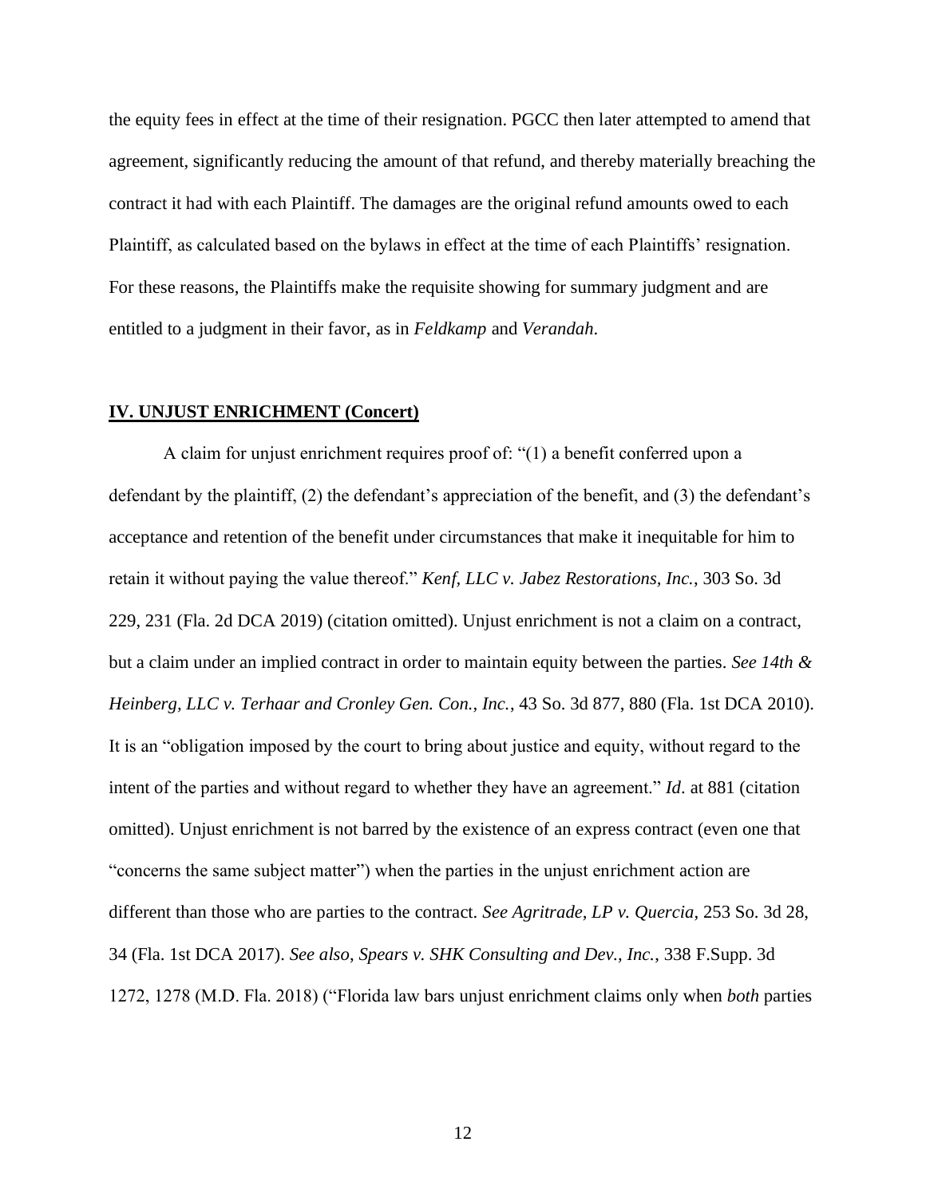the equity fees in effect at the time of their resignation. PGCC then later attempted to amend that agreement, significantly reducing the amount of that refund, and thereby materially breaching the contract it had with each Plaintiff. The damages are the original refund amounts owed to each Plaintiff, as calculated based on the bylaws in effect at the time of each Plaintiffs' resignation. For these reasons, the Plaintiffs make the requisite showing for summary judgment and are entitled to a judgment in their favor, as in *Feldkamp* and *Verandah*.

## IV. UNJUST ENRICHMENT (Concert)

A claim for unjust enrichment requires proof of: "(1) a benefit conferred upon a defendant by the plaintiff, (2) the defendant's appreciation of the benefit, and (3) the defendant's acceptance and retention of the benefit under circumstances that make it inequitable for him to retain it without paying the value thereof." *Kenf, LLC v. Jabez Restorations, Inc.*, 303 So. 3d 229, 231 (Fla. 2d DCA 2019) (citation omitted). Unjust enrichment is not a claim on a contract, but a claim under an implied contract in order to maintain equity between the parties. *See 14th & Heinberg, LLC v. Terhaar and Cronley Gen. Con., Inc.*, 43 So. 3d 877, 880 (Fla. 1st DCA 2010). It is an "obligation imposed by the court to bring about justice and equity, without regard to the intent of the parties and without regard to whether they have an agreement." *Id*. at 881 (citation omitted). Unjust enrichment is not barred by the existence of an express contract (even one that "concerns the same subject matter") when the parties in the unjust enrichment action are different than those who are parties to the contract. *See Agritrade, LP v. Quercia*, 253 So. 3d 28, 34 (Fla. 1st DCA 2017). *See also*, *Spears v. SHK Consulting and Dev., Inc.*, 338 F.Supp. 3d 1272, 1278 (M.D. Fla. 2018) ("Florida law bars unjust enrichment claims only when *both* parties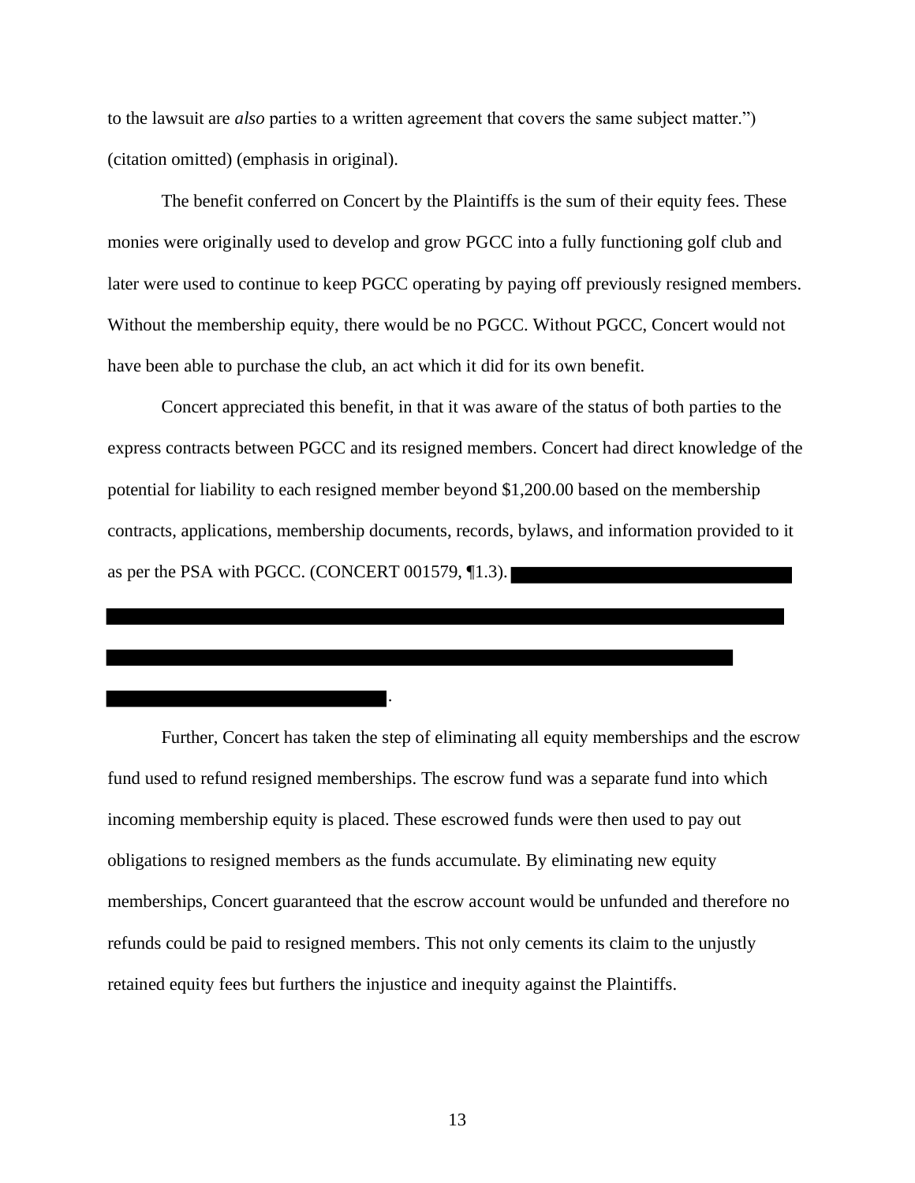to the lawsuit are *also* parties to a written agreement that covers the same subject matter.") (citation omitted) (emphasis in original).

The benefit conferred on Concert by the Plaintiffs is the sum of their equity fees. These monies were originally used to develop and grow PGCC into a fully functioning golf club and later were used to continue to keep PGCC operating by paying off previously resigned members. Without the membership equity, there would be no PGCC. Without PGCC, Concert would not have been able to purchase the club, an act which it did for its own benefit.

Concert appreciated this benefit, in that it was aware of the status of both parties to the express contracts between PGCC and its resigned members. Concert had direct knowledge of the potential for liability to each resigned member beyond $1,200.00 based on the membership contracts, applications, membership documents, records, bylaws, and information provided to it as per the PSA with PGCC. (CONCERT 001579, ¶1.3). [REDACTED].

Further, Concert has taken the step of eliminating all equity memberships and the escrow fund used to refund resigned memberships. The escrow fund was a separate fund into which incoming membership equity is placed. These escrowed funds were then used to pay out obligations to resigned members as the funds accumulate. By eliminating new equity memberships, Concert guaranteed that the escrow account would be unfunded and therefore no refunds could be paid to resigned members. This not only cements its claim to the unjustly retained equity fees but furthers the injustice and inequity against the Plaintiffs.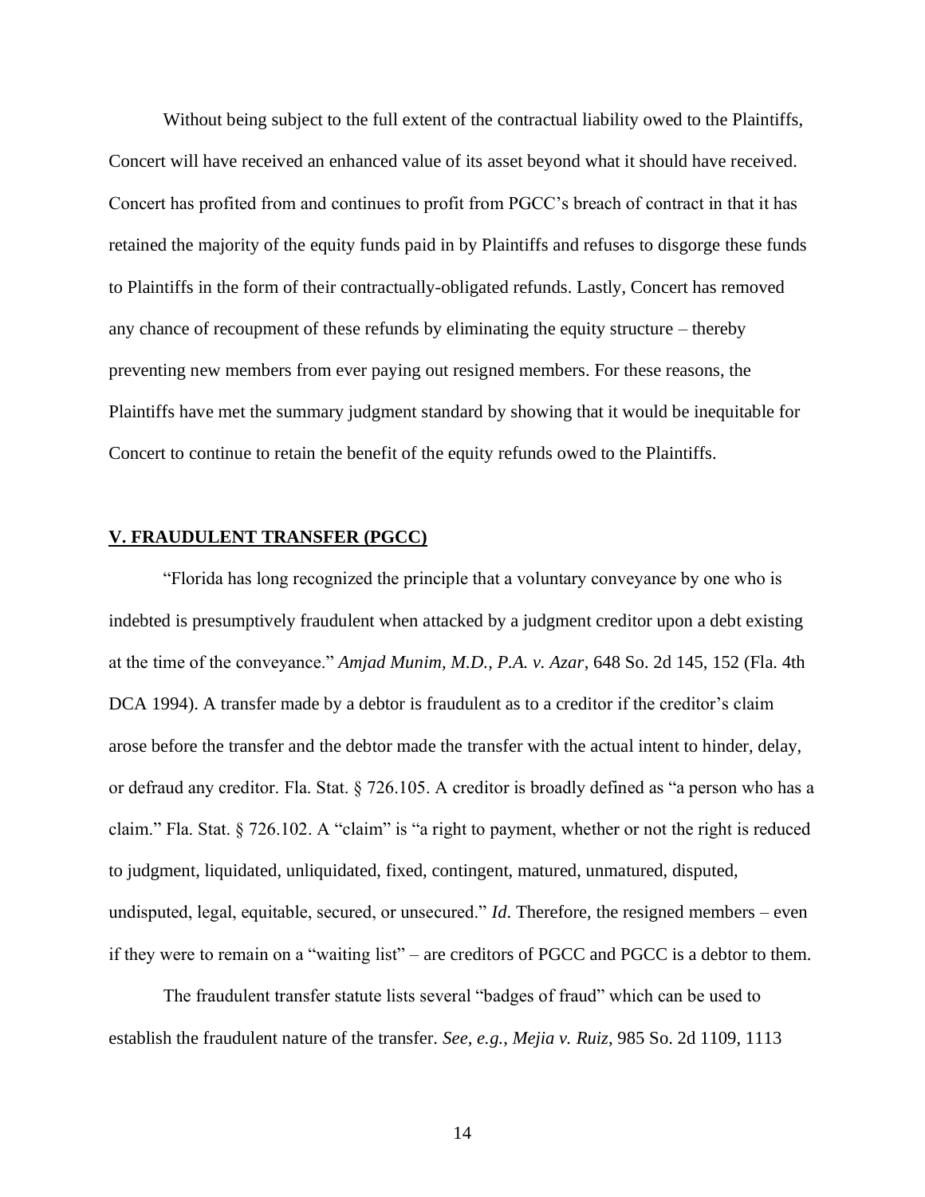Without being subject to the full extent of the contractual liability owed to the Plaintiffs, Concert will have received an enhanced value of its asset beyond what it should have received. Concert has profited from and continues to profit from PGCC's breach of contract in that it has retained the majority of the equity funds paid in by Plaintiffs and refuses to disgorge these funds to Plaintiffs in the form of their contractually-obligated refunds. Lastly, Concert has removed any chance of recoupment of these refunds by eliminating the equity structure – thereby preventing new members from ever paying out resigned members. For these reasons, the Plaintiffs have met the summary judgment standard by showing that it would be inequitable for Concert to continue to retain the benefit of the equity refunds owed to the Plaintiffs.

## V. FRAUDULENT TRANSFER (PGCC)

"Florida has long recognized the principle that a voluntary conveyance by one who is indebted is presumptively fraudulent when attacked by a judgment creditor upon a debt existing at the time of the conveyance." *Amjad Munim, M.D., P.A. v. Azar*, 648 So. 2d 145, 152 (Fla. 4th DCA 1994). A transfer made by a debtor is fraudulent as to a creditor if the creditor's claim arose before the transfer and the debtor made the transfer with the actual intent to hinder, delay, or defraud any creditor. Fla. Stat. § 726.105. A creditor is broadly defined as "a person who has a claim." Fla. Stat. § 726.102. A "claim" is "a right to payment, whether or not the right is reduced to judgment, liquidated, unliquidated, fixed, contingent, matured, unmatured, disputed, undisputed, legal, equitable, secured, or unsecured." *Id*. Therefore, the resigned members – even if they were to remain on a "waiting list" – are creditors of PGCC and PGCC is a debtor to them.

The fraudulent transfer statute lists several "badges of fraud" which can be used to establish the fraudulent nature of the transfer. *See, e.g.*, *Mejia v. Ruiz*, 985 So. 2d 1109, 1113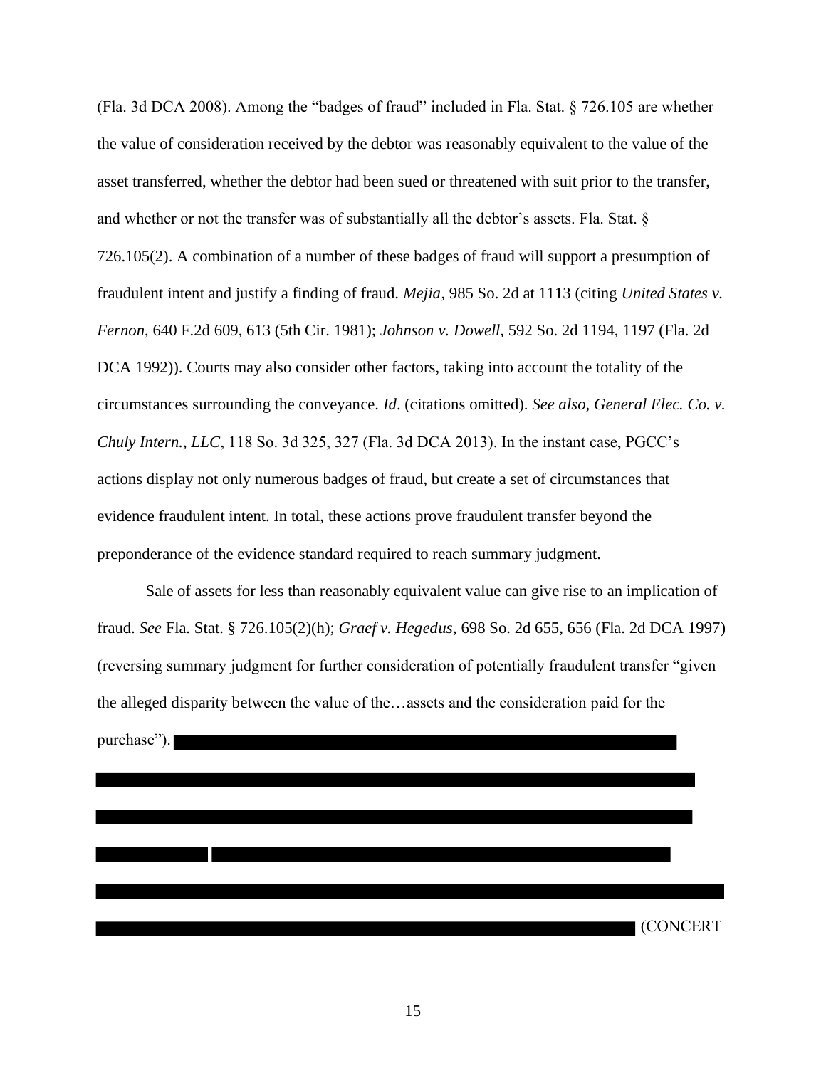(Fla. 3d DCA 2008). Among the "badges of fraud" included in Fla. Stat. § 726.105 are whether the value of consideration received by the debtor was reasonably equivalent to the value of the asset transferred, whether the debtor had been sued or threatened with suit prior to the transfer, and whether or not the transfer was of substantially all the debtor's assets. Fla. Stat. § 726.105(2). A combination of a number of these badges of fraud will support a presumption of fraudulent intent and justify a finding of fraud. *Mejia*, 985 So. 2d at 1113 (citing *United States v. Fernon*, 640 F.2d 609, 613 (5th Cir. 1981); *Johnson v. Dowell*, 592 So. 2d 1194, 1197 (Fla. 2d DCA 1992)). Courts may also consider other factors, taking into account the totality of the circumstances surrounding the conveyance. *Id*. (citations omitted). *See also, General Elec. Co. v. Chuly Intern., LLC*, 118 So. 3d 325, 327 (Fla. 3d DCA 2013). In the instant case, PGCC's actions display not only numerous badges of fraud, but create a set of circumstances that evidence fraudulent intent. In total, these actions prove fraudulent transfer beyond the preponderance of the evidence standard required to reach summary judgment.

Sale of assets for less than reasonably equivalent value can give rise to an implication of fraud. *See* Fla. Stat. § 726.105(2)(h); *Graef v. Hegedus*, 698 So. 2d 655, 656 (Fla. 2d DCA 1997) (reversing summary judgment for further consideration of potentially fraudulent transfer "given the alleged disparity between the value of the…assets and the consideration paid for the purchase"). [REDACTED] (CONCERT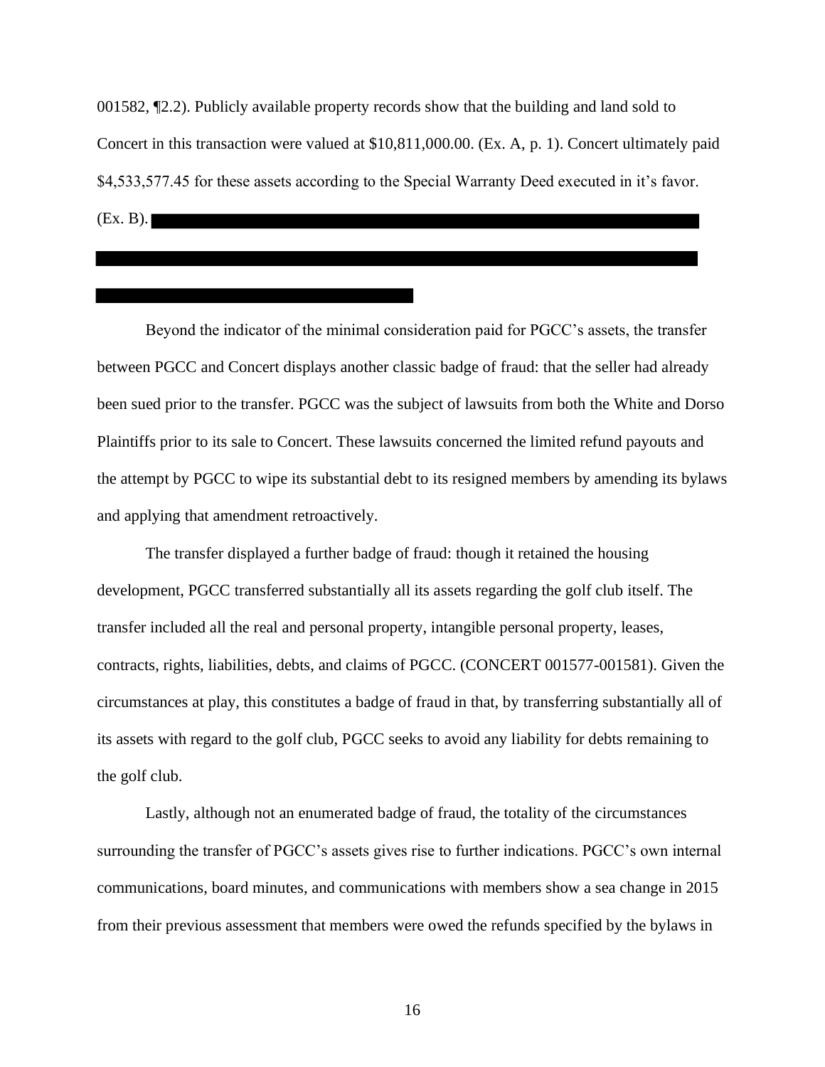001582, ¶2.2). Publicly available property records show that the building and land sold to Concert in this transaction were valued at $10,811,000.00. (Ex. A, p. 1). Concert ultimately paid $4,533,577.45 for these assets according to the Special Warranty Deed executed in it's favor. (Ex. B).

Beyond the indicator of the minimal consideration paid for PGCC's assets, the transfer between PGCC and Concert displays another classic badge of fraud: that the seller had already been sued prior to the transfer. PGCC was the subject of lawsuits from both the White and Dorso Plaintiffs prior to its sale to Concert. These lawsuits concerned the limited refund payouts and the attempt by PGCC to wipe its substantial debt to its resigned members by amending its bylaws and applying that amendment retroactively.

The transfer displayed a further badge of fraud: though it retained the housing development, PGCC transferred substantially all its assets regarding the golf club itself. The transfer included all the real and personal property, intangible personal property, leases, contracts, rights, liabilities, debts, and claims of PGCC. (CONCERT 001577-001581). Given the circumstances at play, this constitutes a badge of fraud in that, by transferring substantially all of its assets with regard to the golf club, PGCC seeks to avoid any liability for debts remaining to the golf club.

Lastly, although not an enumerated badge of fraud, the totality of the circumstances surrounding the transfer of PGCC's assets gives rise to further indications. PGCC's own internal communications, board minutes, and communications with members show a sea change in 2015 from their previous assessment that members were owed the refunds specified by the bylaws in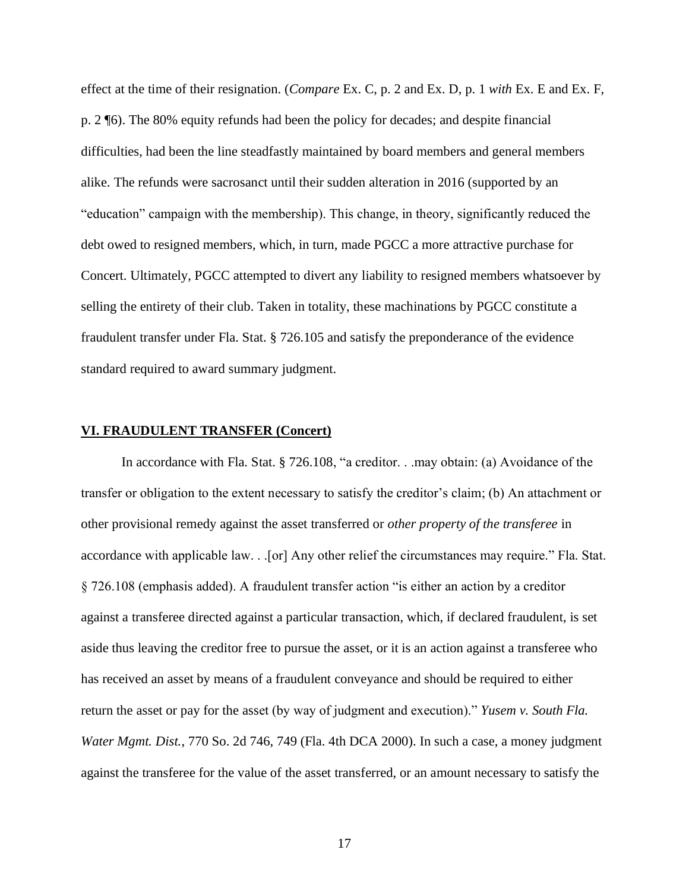effect at the time of their resignation. (*Compare* Ex. C, p. 2 and Ex. D, p. 1 *with* Ex. E and Ex. F, p. 2 ¶6). The 80% equity refunds had been the policy for decades; and despite financial difficulties, had been the line steadfastly maintained by board members and general members alike. The refunds were sacrosanct until their sudden alteration in 2016 (supported by an "education" campaign with the membership). This change, in theory, significantly reduced the debt owed to resigned members, which, in turn, made PGCC a more attractive purchase for Concert. Ultimately, PGCC attempted to divert any liability to resigned members whatsoever by selling the entirety of their club. Taken in totality, these machinations by PGCC constitute a fraudulent transfer under Fla. Stat. § 726.105 and satisfy the preponderance of the evidence standard required to award summary judgment.

## VI. FRAUDULENT TRANSFER (Concert)

In accordance with Fla. Stat. § 726.108, "a creditor. . .may obtain: (a) Avoidance of the transfer or obligation to the extent necessary to satisfy the creditor's claim; (b) An attachment or other provisional remedy against the asset transferred or *other property of the transferee* in accordance with applicable law. . .[or] Any other relief the circumstances may require." Fla. Stat. § 726.108 (emphasis added). A fraudulent transfer action "is either an action by a creditor against a transferee directed against a particular transaction, which, if declared fraudulent, is set aside thus leaving the creditor free to pursue the asset, or it is an action against a transferee who has received an asset by means of a fraudulent conveyance and should be required to either return the asset or pay for the asset (by way of judgment and execution)." *Yusem v. South Fla. Water Mgmt. Dist.*, 770 So. 2d 746, 749 (Fla. 4th DCA 2000). In such a case, a money judgment against the transferee for the value of the asset transferred, or an amount necessary to satisfy the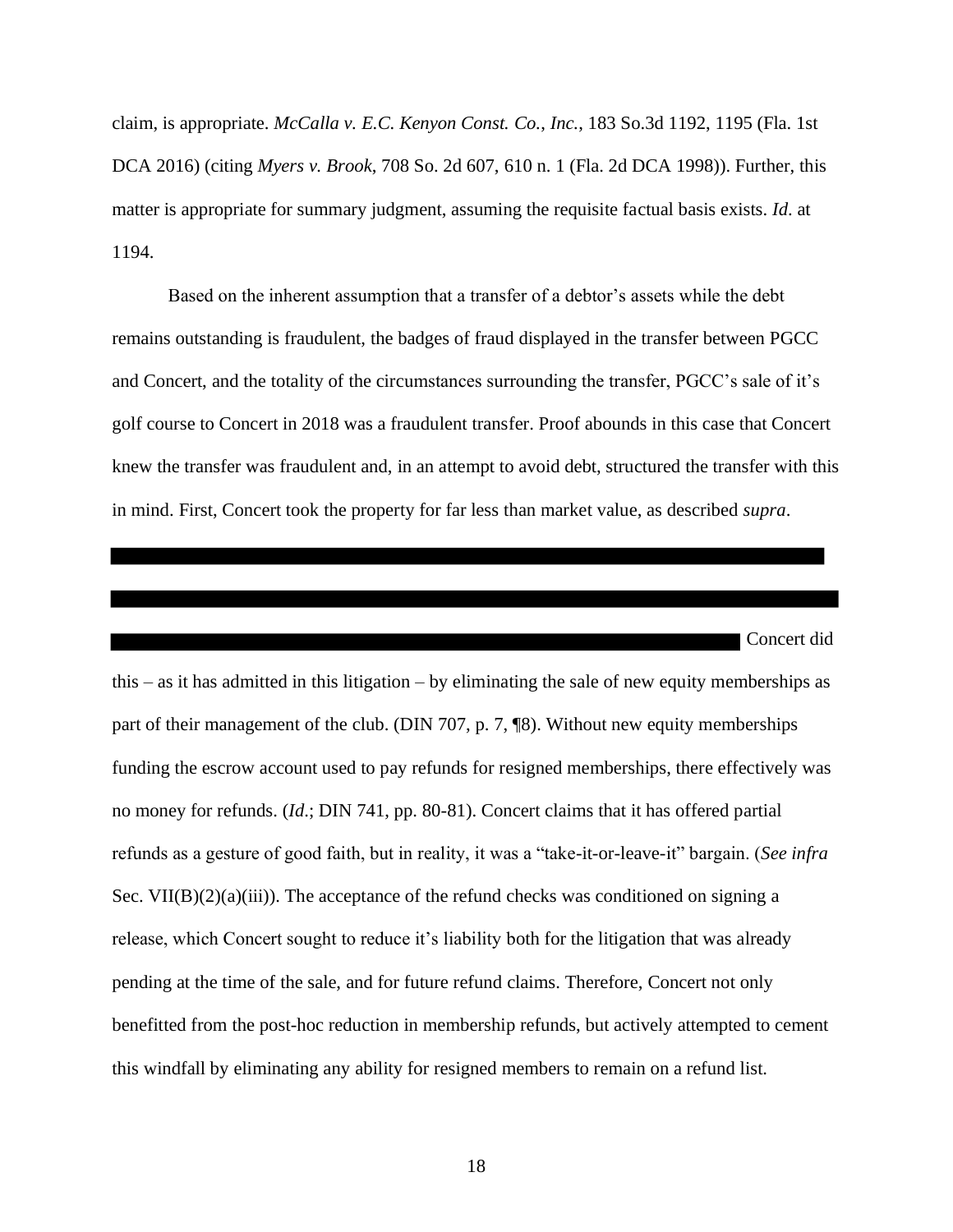claim, is appropriate. *McCalla v. E.C. Kenyon Const. Co., Inc.*, 183 So.3d 1192, 1195 (Fla. 1st DCA 2016) (citing *Myers v. Brook*, 708 So. 2d 607, 610 n. 1 (Fla. 2d DCA 1998)). Further, this matter is appropriate for summary judgment, assuming the requisite factual basis exists. *Id*. at 1194.

Based on the inherent assumption that a transfer of a debtor's assets while the debt remains outstanding is fraudulent, the badges of fraud displayed in the transfer between PGCC and Concert, and the totality of the circumstances surrounding the transfer, PGCC's sale of it's golf course to Concert in 2018 was a fraudulent transfer. Proof abounds in this case that Concert knew the transfer was fraudulent and, in an attempt to avoid debt, structured the transfer with this in mind. First, Concert took the property for far less than market value, as described *supra*.

[REDACTED] Concert did this – as it has admitted in this litigation – by eliminating the sale of new equity memberships as part of their management of the club. (DIN 707, p. 7, ¶8). Without new equity memberships funding the escrow account used to pay refunds for resigned memberships, there effectively was no money for refunds. (*Id*.; DIN 741, pp. 80-81). Concert claims that it has offered partial refunds as a gesture of good faith, but in reality, it was a "take-it-or-leave-it" bargain. (*See infra* Sec. VII(B)(2)(a)(iii)). The acceptance of the refund checks was conditioned on signing a release, which Concert sought to reduce it's liability both for the litigation that was already pending at the time of the sale, and for future refund claims. Therefore, Concert not only benefitted from the post-hoc reduction in membership refunds, but actively attempted to cement this windfall by eliminating any ability for resigned members to remain on a refund list.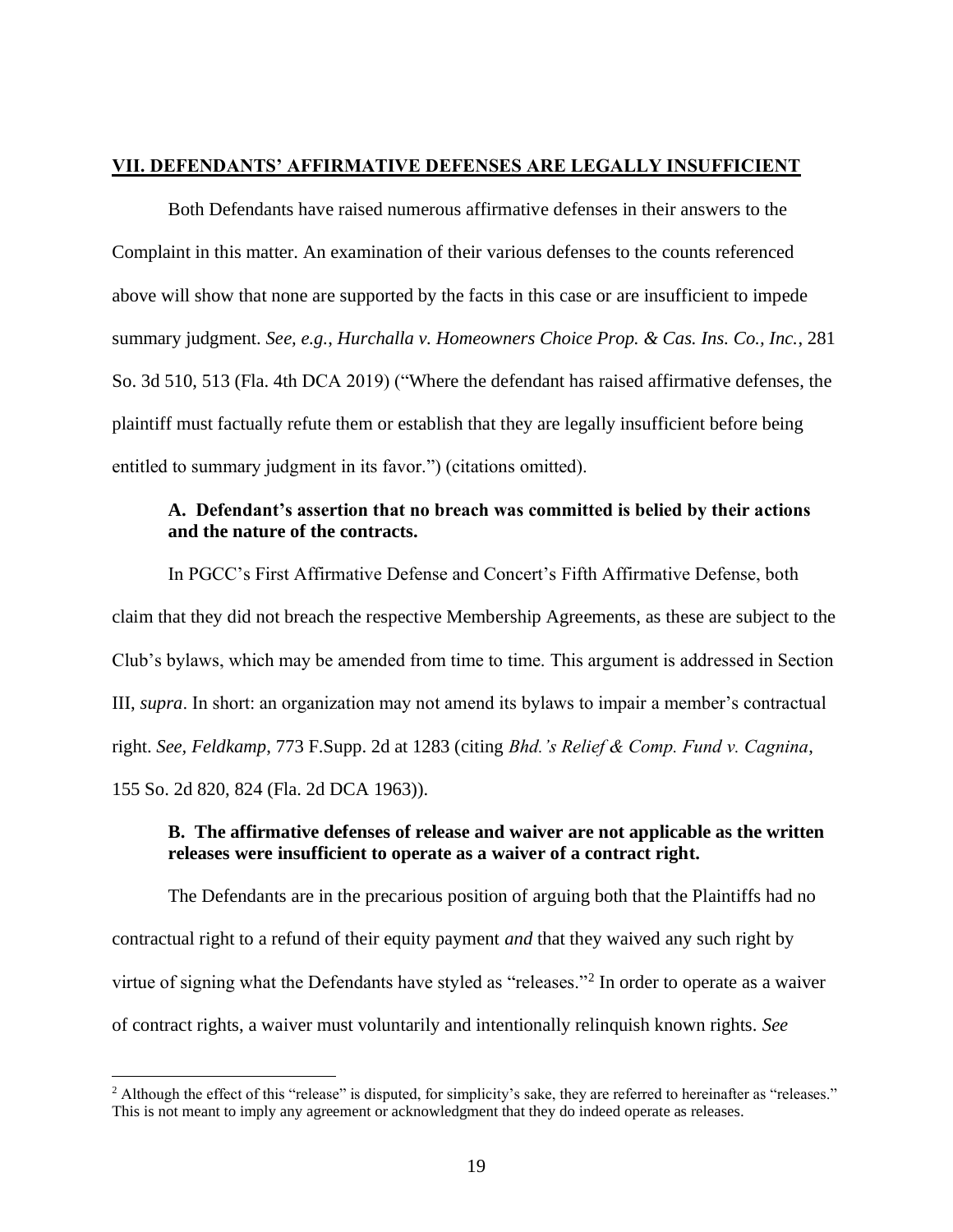## VII. DEFENDANTS' AFFIRMATIVE DEFENSES ARE LEGALLY INSUFFICIENT

Both Defendants have raised numerous affirmative defenses in their answers to the Complaint in this matter. An examination of their various defenses to the counts referenced above will show that none are supported by the facts in this case or are insufficient to impede summary judgment. *See, e.g.*, *Hurchalla v. Homeowners Choice Prop. & Cas. Ins. Co., Inc.*, 281 So. 3d 510, 513 (Fla. 4th DCA 2019) ("Where the defendant has raised affirmative defenses, the plaintiff must factually refute them or establish that they are legally insufficient before being entitled to summary judgment in its favor.") (citations omitted).

### A. Defendant's assertion that no breach was committed is belied by their actions and the nature of the contracts.

In PGCC's First Affirmative Defense and Concert's Fifth Affirmative Defense, both claim that they did not breach the respective Membership Agreements, as these are subject to the Club's bylaws, which may be amended from time to time. This argument is addressed in Section III, *supra*. In short: an organization may not amend its bylaws to impair a member's contractual right. *See*, *Feldkamp*, 773 F.Supp. 2d at 1283 (citing *Bhd.'s Relief & Comp. Fund v. Cagnina*, 155 So. 2d 820, 824 (Fla. 2d DCA 1963)).

### B. The affirmative defenses of release and waiver are not applicable as the written releases were insufficient to operate as a waiver of a contract right.

The Defendants are in the precarious position of arguing both that the Plaintiffs had no contractual right to a refund of their equity payment *and* that they waived any such right by virtue of signing what the Defendants have styled as "releases."[2] In order to operate as a waiver of contract rights, a waiver must voluntarily and intentionally relinquish known rights. *See*

[2] Although the effect of this "release" is disputed, for simplicity's sake, they are referred to hereinafter as "releases." This is not meant to imply any agreement or acknowledgment that they do indeed operate as releases.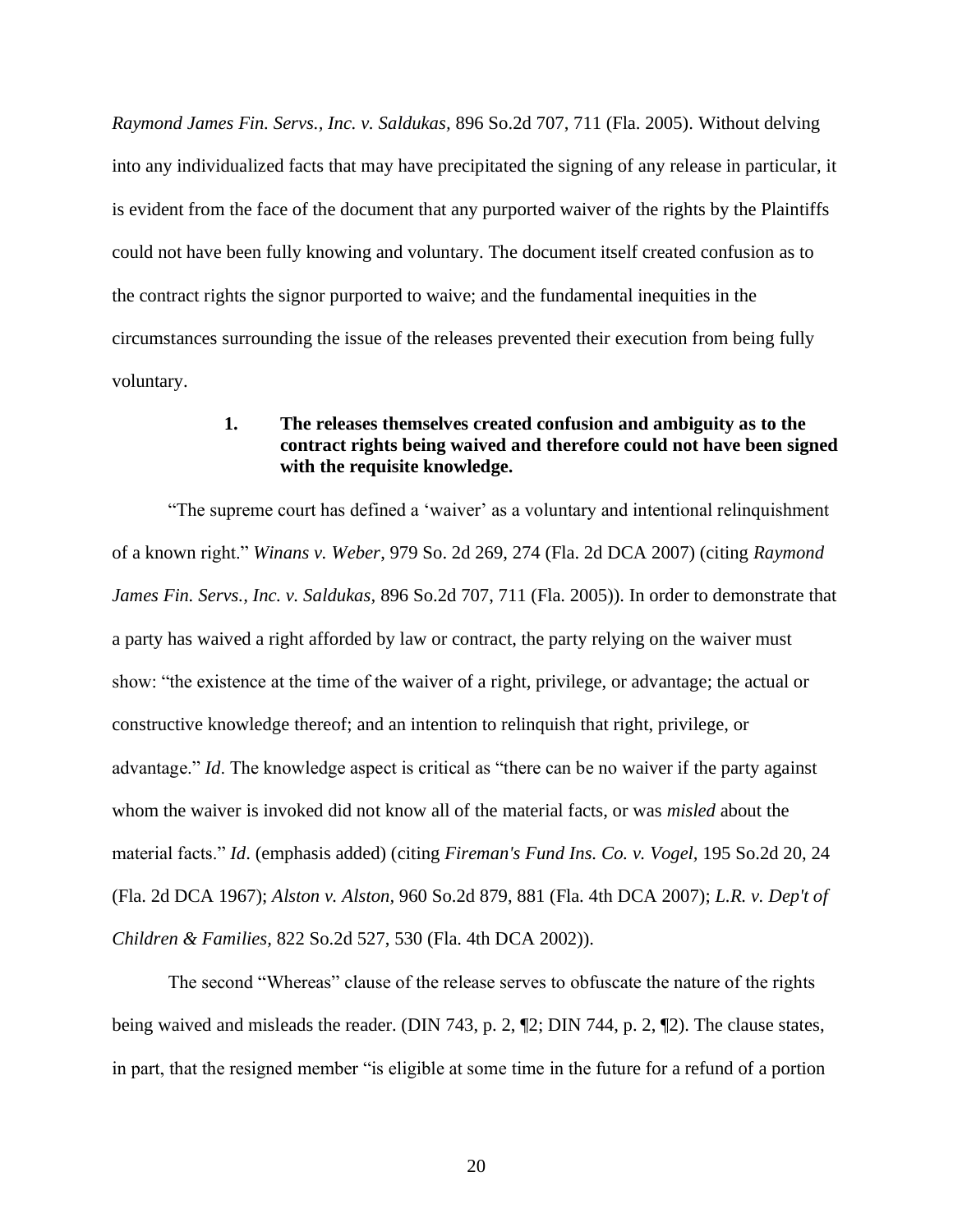*Raymond James Fin. Servs., Inc. v. Saldukas,* 896 So.2d 707, 711 (Fla. 2005). Without delving into any individualized facts that may have precipitated the signing of any release in particular, it is evident from the face of the document that any purported waiver of the rights by the Plaintiffs could not have been fully knowing and voluntary. The document itself created confusion as to the contract rights the signor purported to waive; and the fundamental inequities in the circumstances surrounding the issue of the releases prevented their execution from being fully voluntary.

**1. The releases themselves created confusion and ambiguity as to the contract rights being waived and therefore could not have been signed with the requisite knowledge.**

"The supreme court has defined a 'waiver' as a voluntary and intentional relinquishment of a known right." *Winans v. Weber*, 979 So. 2d 269, 274 (Fla. 2d DCA 2007) (citing *Raymond James Fin. Servs., Inc. v. Saldukas,* 896 So.2d 707, 711 (Fla. 2005)). In order to demonstrate that a party has waived a right afforded by law or contract, the party relying on the waiver must show: "the existence at the time of the waiver of a right, privilege, or advantage; the actual or constructive knowledge thereof; and an intention to relinquish that right, privilege, or advantage." *Id*. The knowledge aspect is critical as "there can be no waiver if the party against whom the waiver is invoked did not know all of the material facts, or was *misled* about the material facts." *Id*. (emphasis added) (citing *Fireman's Fund Ins. Co. v. Vogel,* 195 So.2d 20, 24 (Fla. 2d DCA 1967); *Alston v. Alston,* 960 So.2d 879, 881 (Fla. 4th DCA 2007); *L.R. v. Dep't of Children & Families,* 822 So.2d 527, 530 (Fla. 4th DCA 2002)).

The second "Whereas" clause of the release serves to obfuscate the nature of the rights being waived and misleads the reader. (DIN 743, p. 2, ¶2; DIN 744, p. 2, ¶2). The clause states, in part, that the resigned member "is eligible at some time in the future for a refund of a portion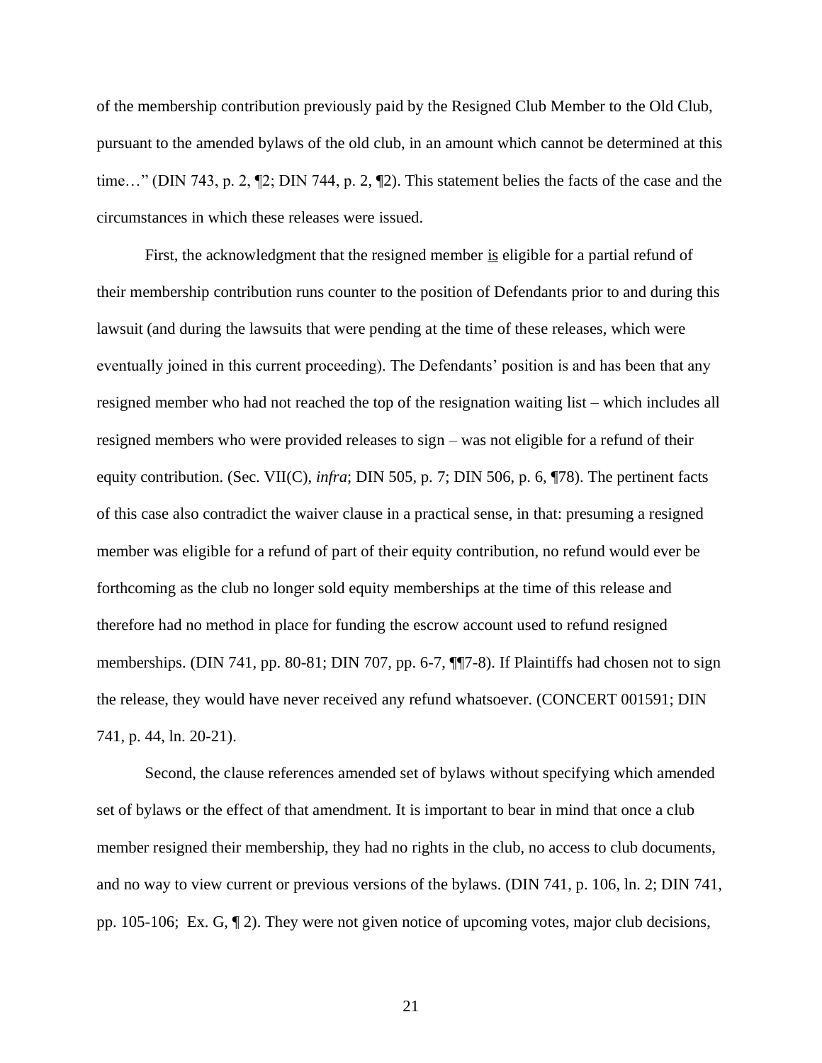of the membership contribution previously paid by the Resigned Club Member to the Old Club, pursuant to the amended bylaws of the old club, in an amount which cannot be determined at this time…" (DIN 743, p. 2, ¶2; DIN 744, p. 2, ¶2). This statement belies the facts of the case and the circumstances in which these releases were issued.

First, the acknowledgment that the resigned member <u>is</u> eligible for a partial refund of their membership contribution runs counter to the position of Defendants prior to and during this lawsuit (and during the lawsuits that were pending at the time of these releases, which were eventually joined in this current proceeding). The Defendants' position is and has been that any resigned member who had not reached the top of the resignation waiting list – which includes all resigned members who were provided releases to sign – was not eligible for a refund of their equity contribution. (Sec. VII(C), *infra*; DIN 505, p. 7; DIN 506, p. 6, ¶78). The pertinent facts of this case also contradict the waiver clause in a practical sense, in that: presuming a resigned member was eligible for a refund of part of their equity contribution, no refund would ever be forthcoming as the club no longer sold equity memberships at the time of this release and therefore had no method in place for funding the escrow account used to refund resigned memberships. (DIN 741, pp. 80-81; DIN 707, pp. 6-7, ¶¶7-8). If Plaintiffs had chosen not to sign the release, they would have never received any refund whatsoever. (CONCERT 001591; DIN 741, p. 44, ln. 20-21).

Second, the clause references amended set of bylaws without specifying which amended set of bylaws or the effect of that amendment. It is important to bear in mind that once a club member resigned their membership, they had no rights in the club, no access to club documents, and no way to view current or previous versions of the bylaws. (DIN 741, p. 106, ln. 2; DIN 741, pp. 105-106; Ex. G, ¶ 2). They were not given notice of upcoming votes, major club decisions,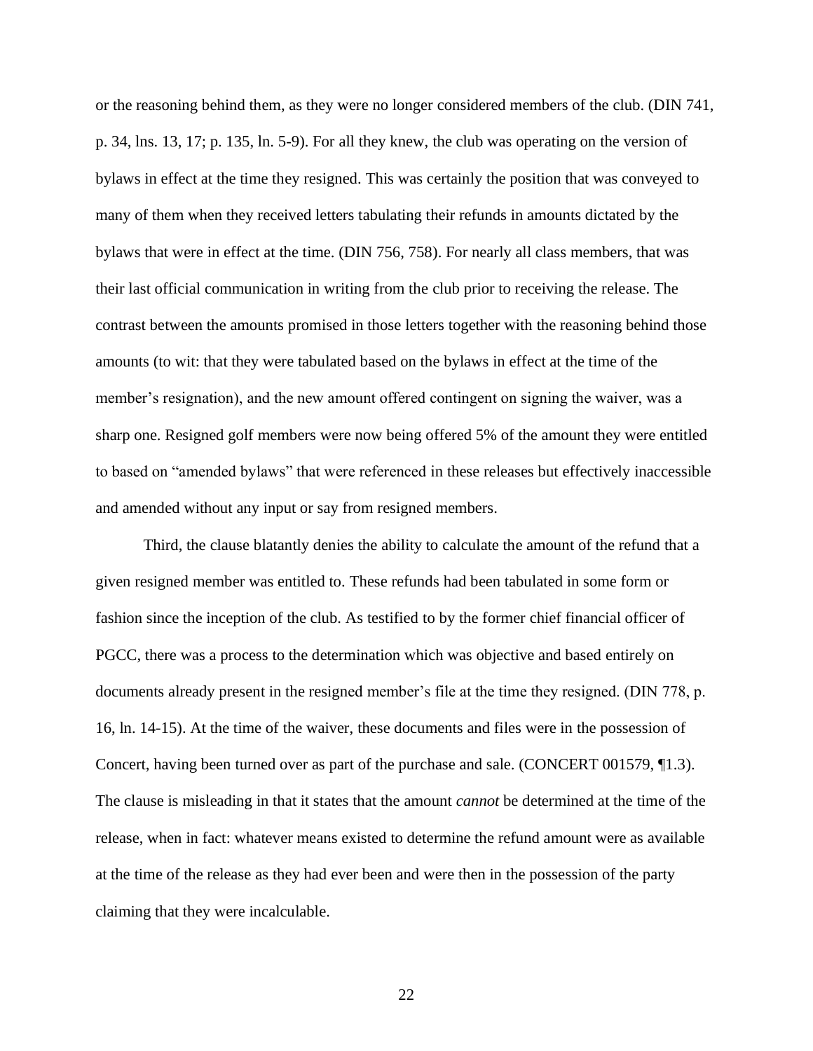or the reasoning behind them, as they were no longer considered members of the club. (DIN 741, p. 34, lns. 13, 17; p. 135, ln. 5-9). For all they knew, the club was operating on the version of bylaws in effect at the time they resigned. This was certainly the position that was conveyed to many of them when they received letters tabulating their refunds in amounts dictated by the bylaws that were in effect at the time. (DIN 756, 758). For nearly all class members, that was their last official communication in writing from the club prior to receiving the release. The contrast between the amounts promised in those letters together with the reasoning behind those amounts (to wit: that they were tabulated based on the bylaws in effect at the time of the member's resignation), and the new amount offered contingent on signing the waiver, was a sharp one. Resigned golf members were now being offered 5% of the amount they were entitled to based on "amended bylaws" that were referenced in these releases but effectively inaccessible and amended without any input or say from resigned members.

Third, the clause blatantly denies the ability to calculate the amount of the refund that a given resigned member was entitled to. These refunds had been tabulated in some form or fashion since the inception of the club. As testified to by the former chief financial officer of PGCC, there was a process to the determination which was objective and based entirely on documents already present in the resigned member's file at the time they resigned. (DIN 778, p. 16, ln. 14-15). At the time of the waiver, these documents and files were in the possession of Concert, having been turned over as part of the purchase and sale. (CONCERT 001579, ¶1.3). The clause is misleading in that it states that the amount *cannot* be determined at the time of the release, when in fact: whatever means existed to determine the refund amount were as available at the time of the release as they had ever been and were then in the possession of the party claiming that they were incalculable.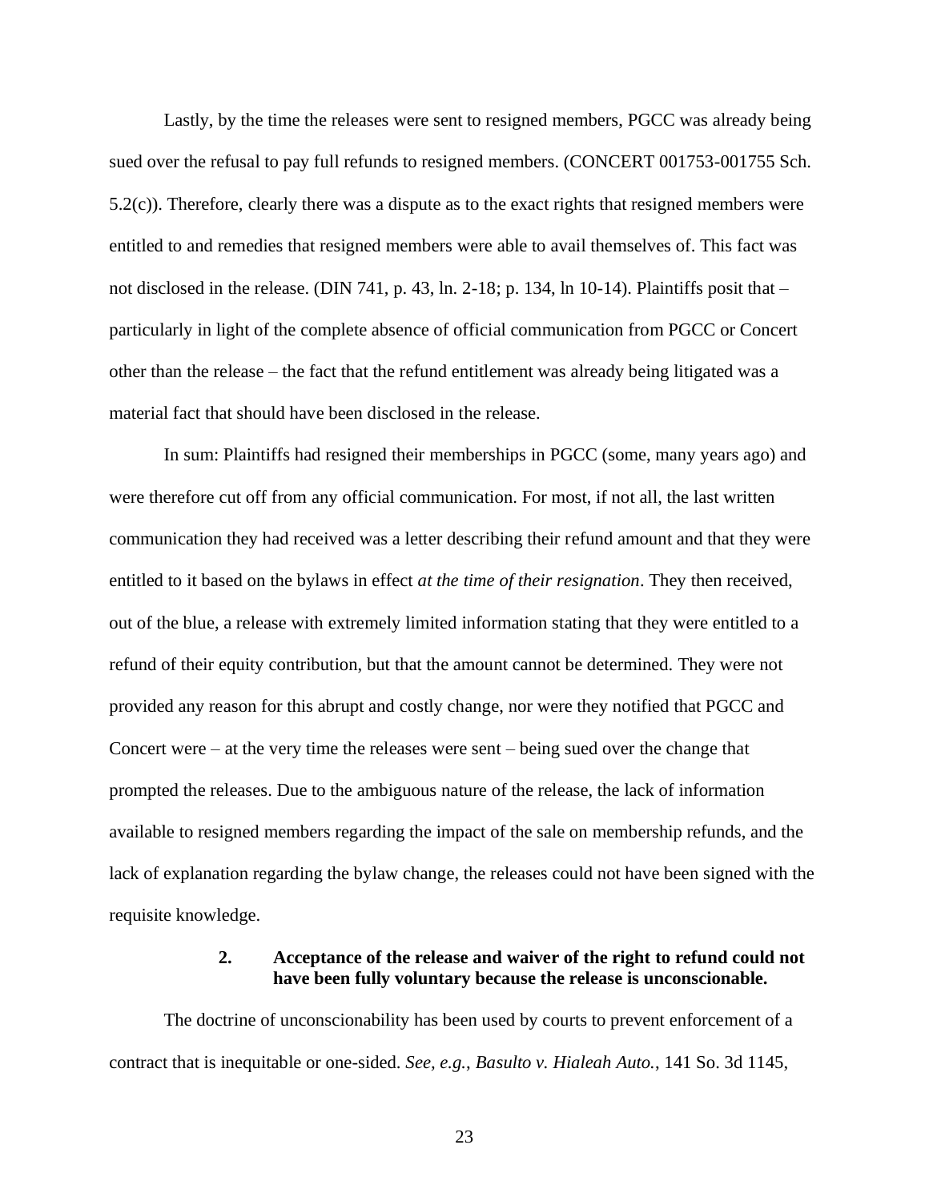Lastly, by the time the releases were sent to resigned members, PGCC was already being sued over the refusal to pay full refunds to resigned members. (CONCERT 001753-001755 Sch. 5.2(c)). Therefore, clearly there was a dispute as to the exact rights that resigned members were entitled to and remedies that resigned members were able to avail themselves of. This fact was not disclosed in the release. (DIN 741, p. 43, ln. 2-18; p. 134, ln 10-14). Plaintiffs posit that – particularly in light of the complete absence of official communication from PGCC or Concert other than the release – the fact that the refund entitlement was already being litigated was a material fact that should have been disclosed in the release.

In sum: Plaintiffs had resigned their memberships in PGCC (some, many years ago) and were therefore cut off from any official communication. For most, if not all, the last written communication they had received was a letter describing their refund amount and that they were entitled to it based on the bylaws in effect *at the time of their resignation*. They then received, out of the blue, a release with extremely limited information stating that they were entitled to a refund of their equity contribution, but that the amount cannot be determined. They were not provided any reason for this abrupt and costly change, nor were they notified that PGCC and Concert were – at the very time the releases were sent – being sued over the change that prompted the releases. Due to the ambiguous nature of the release, the lack of information available to resigned members regarding the impact of the sale on membership refunds, and the lack of explanation regarding the bylaw change, the releases could not have been signed with the requisite knowledge.

**2. Acceptance of the release and waiver of the right to refund could not have been fully voluntary because the release is unconscionable.**

The doctrine of unconscionability has been used by courts to prevent enforcement of a contract that is inequitable or one-sided. *See, e.g.*, *Basulto v. Hialeah Auto.*, 141 So. 3d 1145,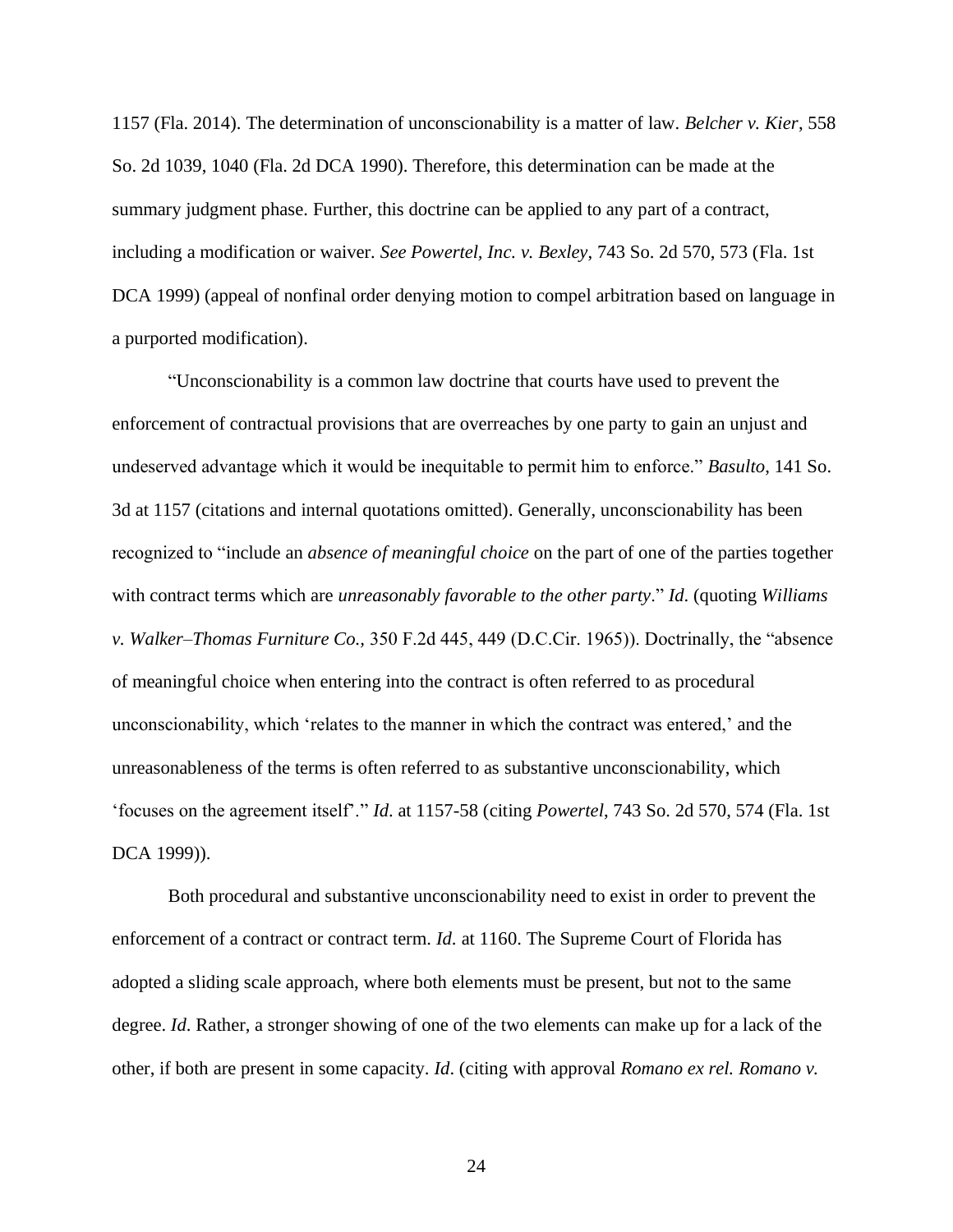1157 (Fla. 2014). The determination of unconscionability is a matter of law. *Belcher v. Kier*, 558 So. 2d 1039, 1040 (Fla. 2d DCA 1990). Therefore, this determination can be made at the summary judgment phase. Further, this doctrine can be applied to any part of a contract, including a modification or waiver. *See Powertel, Inc. v. Bexley*, 743 So. 2d 570, 573 (Fla. 1st DCA 1999) (appeal of nonfinal order denying motion to compel arbitration based on language in a purported modification).

"Unconscionability is a common law doctrine that courts have used to prevent the enforcement of contractual provisions that are overreaches by one party to gain an unjust and undeserved advantage which it would be inequitable to permit him to enforce." *Basulto*, 141 So. 3d at 1157 (citations and internal quotations omitted). Generally, unconscionability has been recognized to "include an *absence of meaningful choice* on the part of one of the parties together with contract terms which are *unreasonably favorable to the other party*." *Id*. (quoting *Williams v. Walker–Thomas Furniture Co.,* 350 F.2d 445, 449 (D.C.Cir. 1965)). Doctrinally, the "absence of meaningful choice when entering into the contract is often referred to as procedural unconscionability, which 'relates to the manner in which the contract was entered,' and the unreasonableness of the terms is often referred to as substantive unconscionability, which 'focuses on the agreement itself'." *Id*. at 1157-58 (citing *Powertel*, 743 So. 2d 570, 574 (Fla. 1st DCA 1999)).

Both procedural and substantive unconscionability need to exist in order to prevent the enforcement of a contract or contract term. *Id.* at 1160. The Supreme Court of Florida has adopted a sliding scale approach, where both elements must be present, but not to the same degree. *Id*. Rather, a stronger showing of one of the two elements can make up for a lack of the other, if both are present in some capacity. *Id*. (citing with approval *Romano ex rel. Romano v.*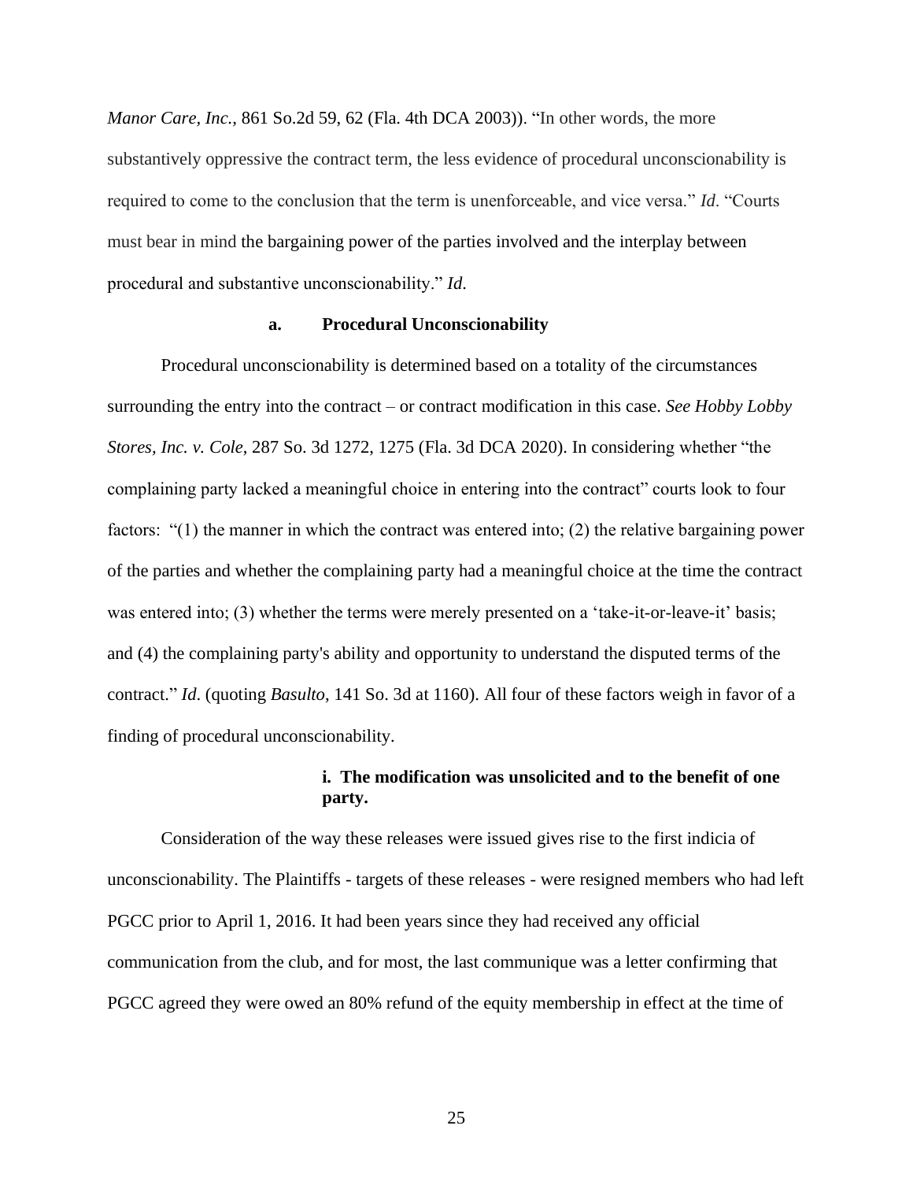*Manor Care, Inc.*, 861 So.2d 59, 62 (Fla. 4th DCA 2003)). "In other words, the more substantively oppressive the contract term, the less evidence of procedural unconscionability is required to come to the conclusion that the term is unenforceable, and vice versa." *Id*. "Courts must bear in mind the bargaining power of the parties involved and the interplay between procedural and substantive unconscionability." *Id.*

#### a. Procedural Unconscionability

Procedural unconscionability is determined based on a totality of the circumstances surrounding the entry into the contract – or contract modification in this case. *See Hobby Lobby Stores, Inc. v. Cole*, 287 So. 3d 1272, 1275 (Fla. 3d DCA 2020). In considering whether "the complaining party lacked a meaningful choice in entering into the contract" courts look to four factors: "(1) the manner in which the contract was entered into; (2) the relative bargaining power of the parties and whether the complaining party had a meaningful choice at the time the contract was entered into; (3) whether the terms were merely presented on a 'take-it-or-leave-it' basis; and (4) the complaining party's ability and opportunity to understand the disputed terms of the contract." *Id*. (quoting *Basulto*, 141 So. 3d at 1160). All four of these factors weigh in favor of a finding of procedural unconscionability.

##### i. The modification was unsolicited and to the benefit of one party.

Consideration of the way these releases were issued gives rise to the first indicia of unconscionability. The Plaintiffs - targets of these releases - were resigned members who had left PGCC prior to April 1, 2016. It had been years since they had received any official communication from the club, and for most, the last communique was a letter confirming that PGCC agreed they were owed an 80% refund of the equity membership in effect at the time of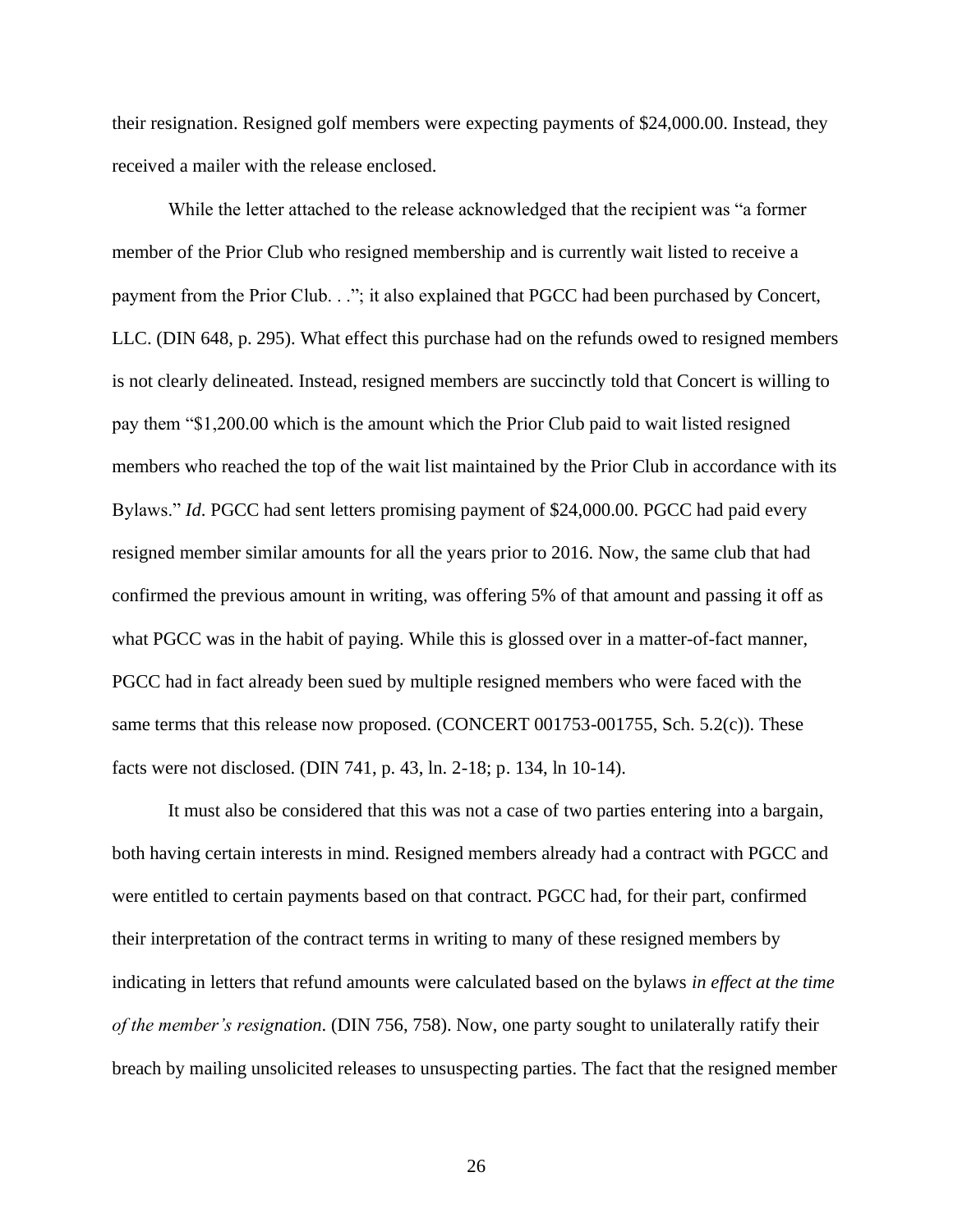their resignation. Resigned golf members were expecting payments of $24,000.00. Instead, they received a mailer with the release enclosed.

While the letter attached to the release acknowledged that the recipient was "a former member of the Prior Club who resigned membership and is currently wait listed to receive a payment from the Prior Club. . ."; it also explained that PGCC had been purchased by Concert, LLC. (DIN 648, p. 295). What effect this purchase had on the refunds owed to resigned members is not clearly delineated. Instead, resigned members are succinctly told that Concert is willing to pay them "$1,200.00 which is the amount which the Prior Club paid to wait listed resigned members who reached the top of the wait list maintained by the Prior Club in accordance with its Bylaws." *Id*. PGCC had sent letters promising payment of $24,000.00. PGCC had paid every resigned member similar amounts for all the years prior to 2016. Now, the same club that had confirmed the previous amount in writing, was offering 5% of that amount and passing it off as what PGCC was in the habit of paying. While this is glossed over in a matter-of-fact manner, PGCC had in fact already been sued by multiple resigned members who were faced with the same terms that this release now proposed. (CONCERT 001753-001755, Sch. 5.2(c)). These facts were not disclosed. (DIN 741, p. 43, ln. 2-18; p. 134, ln 10-14).

It must also be considered that this was not a case of two parties entering into a bargain, both having certain interests in mind. Resigned members already had a contract with PGCC and were entitled to certain payments based on that contract. PGCC had, for their part, confirmed their interpretation of the contract terms in writing to many of these resigned members by indicating in letters that refund amounts were calculated based on the bylaws *in effect at the time of the member's resignation*. (DIN 756, 758). Now, one party sought to unilaterally ratify their breach by mailing unsolicited releases to unsuspecting parties. The fact that the resigned member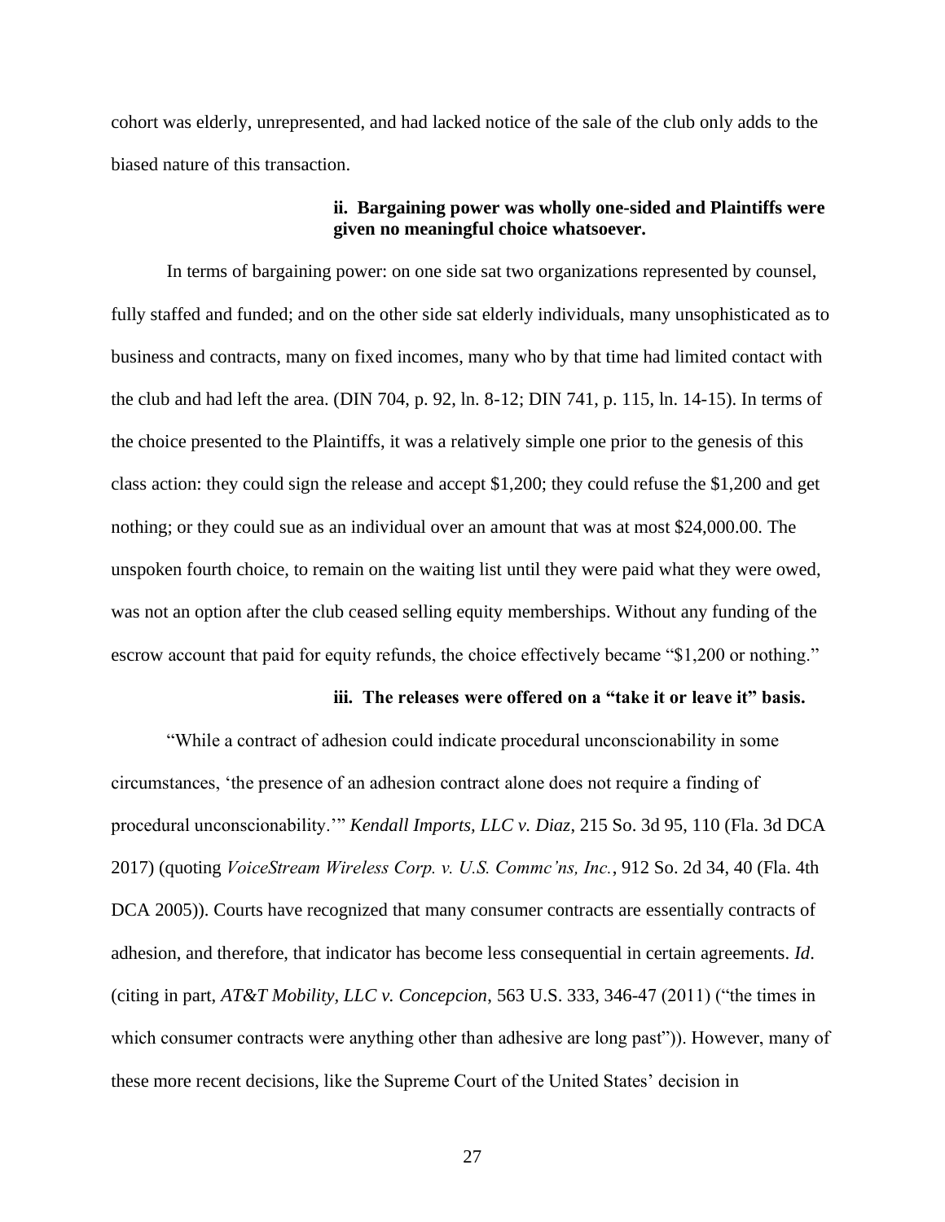cohort was elderly, unrepresented, and had lacked notice of the sale of the club only adds to the biased nature of this transaction.

#### ii. Bargaining power was wholly one-sided and Plaintiffs were given no meaningful choice whatsoever.

In terms of bargaining power: on one side sat two organizations represented by counsel, fully staffed and funded; and on the other side sat elderly individuals, many unsophisticated as to business and contracts, many on fixed incomes, many who by that time had limited contact with the club and had left the area. (DIN 704, p. 92, ln. 8-12; DIN 741, p. 115, ln. 14-15). In terms of the choice presented to the Plaintiffs, it was a relatively simple one prior to the genesis of this class action: they could sign the release and accept $1,200; they could refuse the $1,200 and get nothing; or they could sue as an individual over an amount that was at most $24,000.00. The unspoken fourth choice, to remain on the waiting list until they were paid what they were owed, was not an option after the club ceased selling equity memberships. Without any funding of the escrow account that paid for equity refunds, the choice effectively became "$1,200 or nothing."

#### iii. The releases were offered on a "take it or leave it" basis.

"While a contract of adhesion could indicate procedural unconscionability in some circumstances, 'the presence of an adhesion contract alone does not require a finding of procedural unconscionability.'" *Kendall Imports, LLC v. Diaz*, 215 So. 3d 95, 110 (Fla. 3d DCA 2017) (quoting *VoiceStream Wireless Corp. v. U.S. Commc'ns, Inc.*, 912 So. 2d 34, 40 (Fla. 4th DCA 2005)). Courts have recognized that many consumer contracts are essentially contracts of adhesion, and therefore, that indicator has become less consequential in certain agreements. *Id*. (citing in part, *AT&T Mobility, LLC v. Concepcion*, 563 U.S. 333, 346-47 (2011) ("the times in which consumer contracts were anything other than adhesive are long past")). However, many of these more recent decisions, like the Supreme Court of the United States' decision in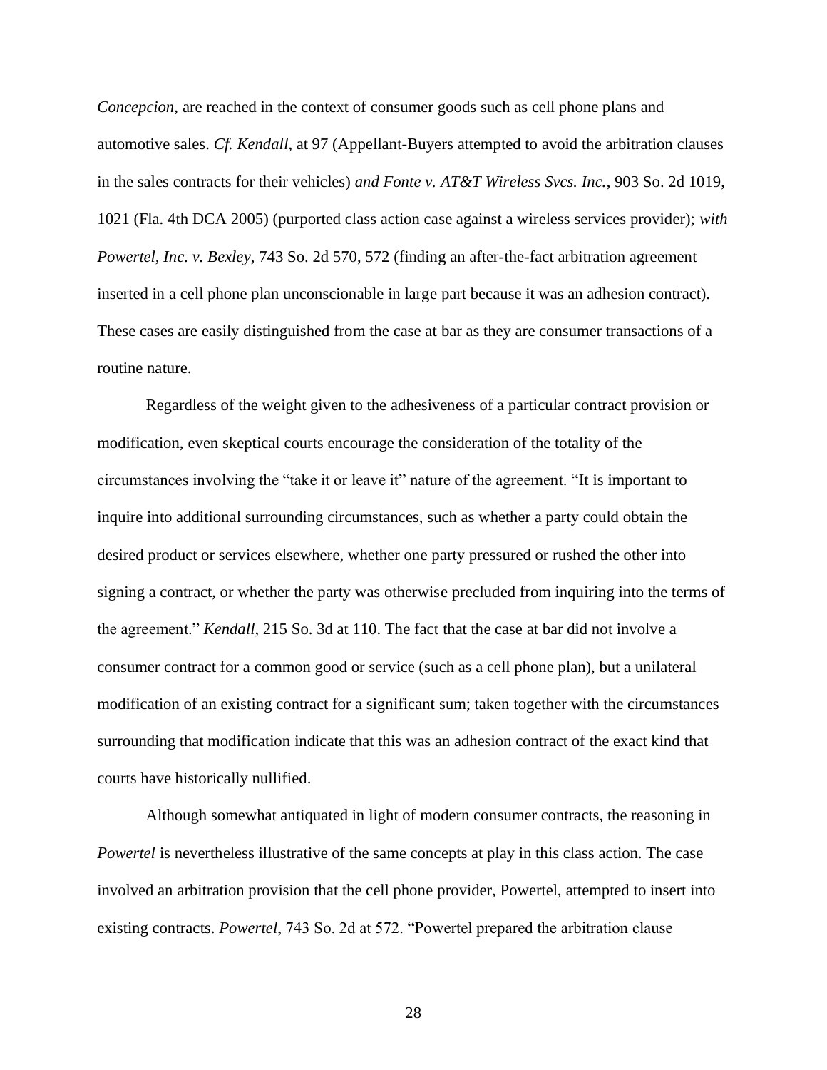*Concepcion*, are reached in the context of consumer goods such as cell phone plans and automotive sales. *Cf. Kendall*, at 97 (Appellant-Buyers attempted to avoid the arbitration clauses in the sales contracts for their vehicles) *and Fonte v. AT&T Wireless Svcs. Inc.*, 903 So. 2d 1019, 1021 (Fla. 4th DCA 2005) (purported class action case against a wireless services provider); *with Powertel, Inc. v. Bexley*, 743 So. 2d 570, 572 (finding an after-the-fact arbitration agreement inserted in a cell phone plan unconscionable in large part because it was an adhesion contract). These cases are easily distinguished from the case at bar as they are consumer transactions of a routine nature.

Regardless of the weight given to the adhesiveness of a particular contract provision or modification, even skeptical courts encourage the consideration of the totality of the circumstances involving the "take it or leave it" nature of the agreement. "It is important to inquire into additional surrounding circumstances, such as whether a party could obtain the desired product or services elsewhere, whether one party pressured or rushed the other into signing a contract, or whether the party was otherwise precluded from inquiring into the terms of the agreement." *Kendall*, 215 So. 3d at 110. The fact that the case at bar did not involve a consumer contract for a common good or service (such as a cell phone plan), but a unilateral modification of an existing contract for a significant sum; taken together with the circumstances surrounding that modification indicate that this was an adhesion contract of the exact kind that courts have historically nullified.

Although somewhat antiquated in light of modern consumer contracts, the reasoning in *Powertel* is nevertheless illustrative of the same concepts at play in this class action. The case involved an arbitration provision that the cell phone provider, Powertel, attempted to insert into existing contracts. *Powertel*, 743 So. 2d at 572. "Powertel prepared the arbitration clause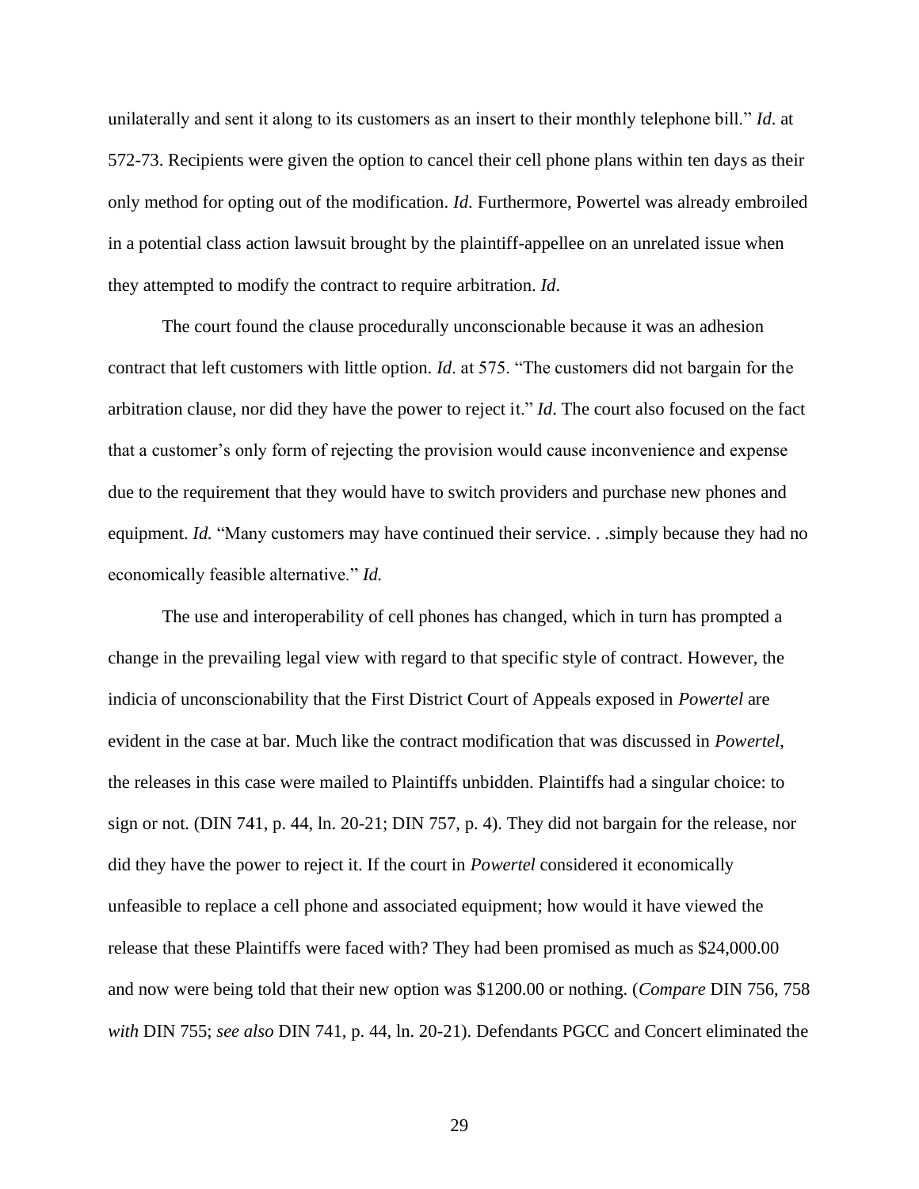unilaterally and sent it along to its customers as an insert to their monthly telephone bill." *Id*. at 572-73. Recipients were given the option to cancel their cell phone plans within ten days as their only method for opting out of the modification. *Id*. Furthermore, Powertel was already embroiled in a potential class action lawsuit brought by the plaintiff-appellee on an unrelated issue when they attempted to modify the contract to require arbitration. *Id*.

The court found the clause procedurally unconscionable because it was an adhesion contract that left customers with little option. *Id*. at 575. "The customers did not bargain for the arbitration clause, nor did they have the power to reject it." *Id*. The court also focused on the fact that a customer's only form of rejecting the provision would cause inconvenience and expense due to the requirement that they would have to switch providers and purchase new phones and equipment. *Id.* "Many customers may have continued their service. . .simply because they had no economically feasible alternative." *Id.*

The use and interoperability of cell phones has changed, which in turn has prompted a change in the prevailing legal view with regard to that specific style of contract. However, the indicia of unconscionability that the First District Court of Appeals exposed in *Powertel* are evident in the case at bar. Much like the contract modification that was discussed in *Powertel*, the releases in this case were mailed to Plaintiffs unbidden. Plaintiffs had a singular choice: to sign or not. (DIN 741, p. 44, ln. 20-21; DIN 757, p. 4). They did not bargain for the release, nor did they have the power to reject it. If the court in *Powertel* considered it economically unfeasible to replace a cell phone and associated equipment; how would it have viewed the release that these Plaintiffs were faced with? They had been promised as much as $24,000.00 and now were being told that their new option was $1200.00 or nothing. (*Compare* DIN 756, 758 *with* DIN 755; *see also* DIN 741, p. 44, ln. 20-21). Defendants PGCC and Concert eliminated the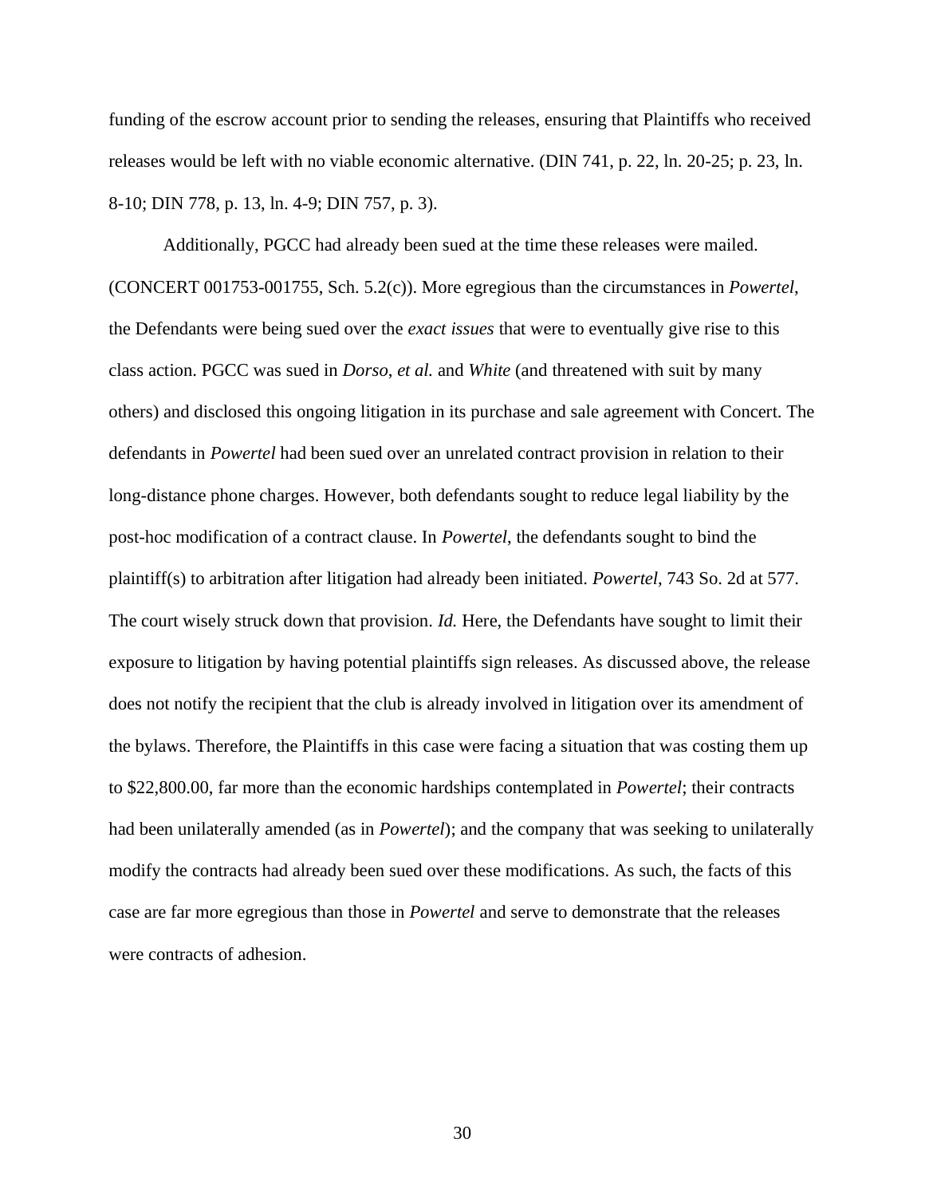funding of the escrow account prior to sending the releases, ensuring that Plaintiffs who received releases would be left with no viable economic alternative. (DIN 741, p. 22, ln. 20-25; p. 23, ln. 8-10; DIN 778, p. 13, ln. 4-9; DIN 757, p. 3).

Additionally, PGCC had already been sued at the time these releases were mailed. (CONCERT 001753-001755, Sch. 5.2(c)). More egregious than the circumstances in *Powertel*, the Defendants were being sued over the *exact issues* that were to eventually give rise to this class action. PGCC was sued in *Dorso, et al.* and *White* (and threatened with suit by many others) and disclosed this ongoing litigation in its purchase and sale agreement with Concert. The defendants in *Powertel* had been sued over an unrelated contract provision in relation to their long-distance phone charges. However, both defendants sought to reduce legal liability by the post-hoc modification of a contract clause. In *Powertel*, the defendants sought to bind the plaintiff(s) to arbitration after litigation had already been initiated. *Powertel*, 743 So. 2d at 577. The court wisely struck down that provision. *Id.* Here, the Defendants have sought to limit their exposure to litigation by having potential plaintiffs sign releases. As discussed above, the release does not notify the recipient that the club is already involved in litigation over its amendment of the bylaws. Therefore, the Plaintiffs in this case were facing a situation that was costing them up to $22,800.00, far more than the economic hardships contemplated in *Powertel*; their contracts had been unilaterally amended (as in *Powertel*); and the company that was seeking to unilaterally modify the contracts had already been sued over these modifications. As such, the facts of this case are far more egregious than those in *Powertel* and serve to demonstrate that the releases were contracts of adhesion.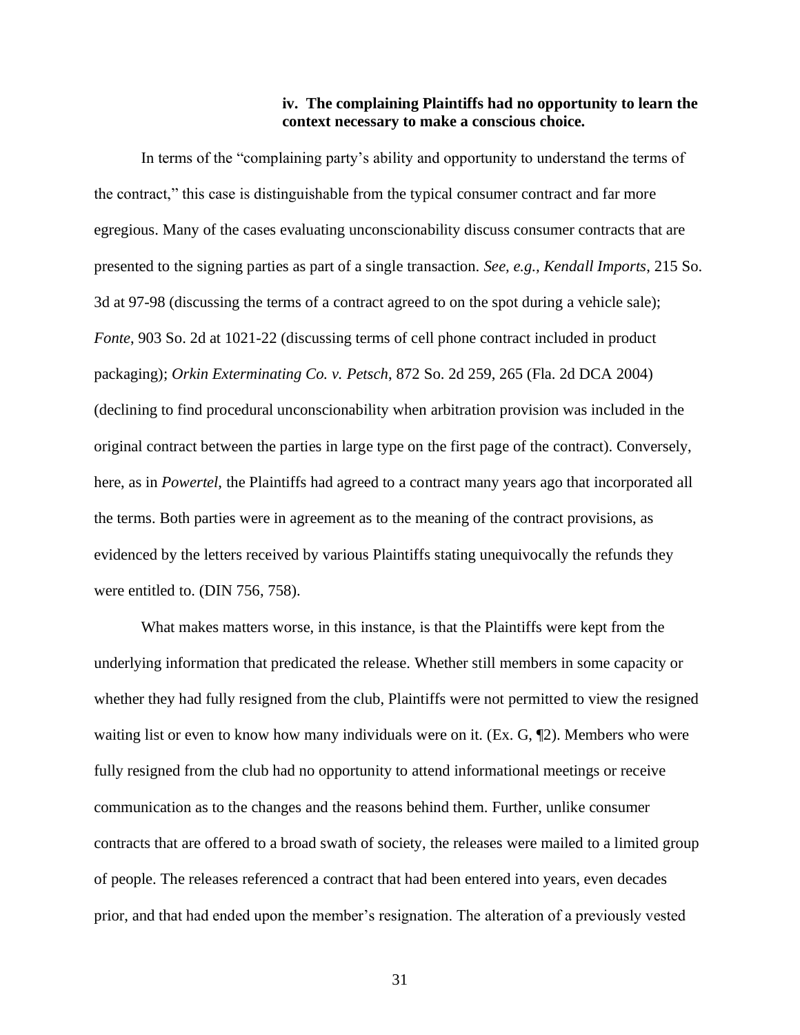#### iv. The complaining Plaintiffs had no opportunity to learn the context necessary to make a conscious choice.

In terms of the "complaining party's ability and opportunity to understand the terms of the contract," this case is distinguishable from the typical consumer contract and far more egregious. Many of the cases evaluating unconscionability discuss consumer contracts that are presented to the signing parties as part of a single transaction. *See, e.g.*, *Kendall Imports*, 215 So. 3d at 97-98 (discussing the terms of a contract agreed to on the spot during a vehicle sale); *Fonte*, 903 So. 2d at 1021-22 (discussing terms of cell phone contract included in product packaging); *Orkin Exterminating Co. v. Petsch*, 872 So. 2d 259, 265 (Fla. 2d DCA 2004) (declining to find procedural unconscionability when arbitration provision was included in the original contract between the parties in large type on the first page of the contract). Conversely, here, as in *Powertel*, the Plaintiffs had agreed to a contract many years ago that incorporated all the terms. Both parties were in agreement as to the meaning of the contract provisions, as evidenced by the letters received by various Plaintiffs stating unequivocally the refunds they were entitled to. (DIN 756, 758).

What makes matters worse, in this instance, is that the Plaintiffs were kept from the underlying information that predicated the release. Whether still members in some capacity or whether they had fully resigned from the club, Plaintiffs were not permitted to view the resigned waiting list or even to know how many individuals were on it. (Ex. G, ¶2). Members who were fully resigned from the club had no opportunity to attend informational meetings or receive communication as to the changes and the reasons behind them. Further, unlike consumer contracts that are offered to a broad swath of society, the releases were mailed to a limited group of people. The releases referenced a contract that had been entered into years, even decades prior, and that had ended upon the member's resignation. The alteration of a previously vested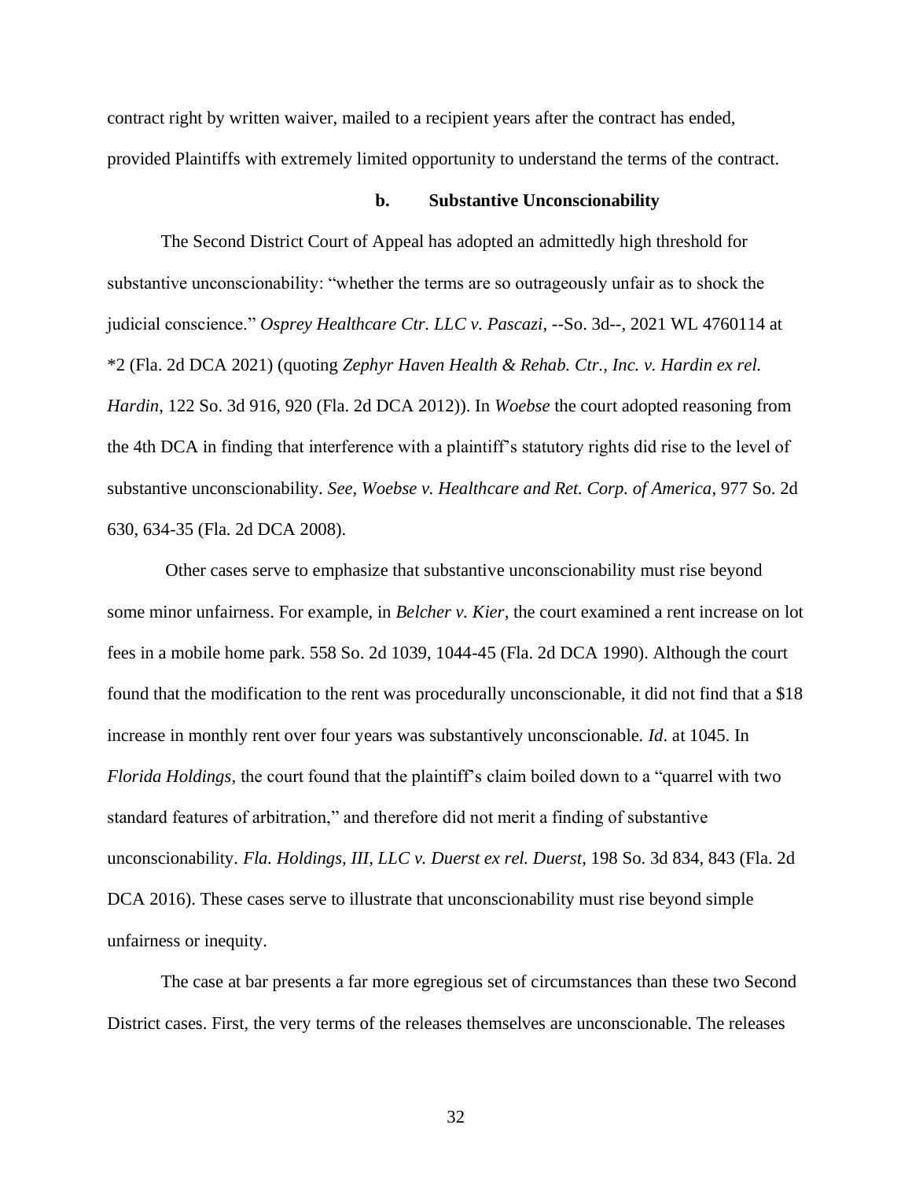contract right by written waiver, mailed to a recipient years after the contract has ended, provided Plaintiffs with extremely limited opportunity to understand the terms of the contract.

#### b. Substantive Unconscionability

The Second District Court of Appeal has adopted an admittedly high threshold for substantive unconscionability: "whether the terms are so outrageously unfair as to shock the judicial conscience." *Osprey Healthcare Ctr. LLC v. Pascazi*, --So. 3d--, 2021 WL 4760114 at *2 (Fla. 2d DCA 2021) (quoting *Zephyr Haven Health & Rehab. Ctr., Inc. v. Hardin ex rel. Hardin*, 122 So. 3d 916, 920 (Fla. 2d DCA 2012)). In *Woebse* the court adopted reasoning from the 4th DCA in finding that interference with a plaintiff's statutory rights did rise to the level of substantive unconscionability. *See*, *Woebse v. Healthcare and Ret. Corp. of America*, 977 So. 2d 630, 634-35 (Fla. 2d DCA 2008).

Other cases serve to emphasize that substantive unconscionability must rise beyond some minor unfairness. For example, in *Belcher v. Kier*, the court examined a rent increase on lot fees in a mobile home park. 558 So. 2d 1039, 1044-45 (Fla. 2d DCA 1990). Although the court found that the modification to the rent was procedurally unconscionable, it did not find that a $18 increase in monthly rent over four years was substantively unconscionable. *Id*. at 1045. In *Florida Holdings*, the court found that the plaintiff's claim boiled down to a "quarrel with two standard features of arbitration," and therefore did not merit a finding of substantive unconscionability. *Fla. Holdings, III, LLC v. Duerst ex rel. Duerst*, 198 So. 3d 834, 843 (Fla. 2d DCA 2016). These cases serve to illustrate that unconscionability must rise beyond simple unfairness or inequity.

The case at bar presents a far more egregious set of circumstances than these two Second District cases. First, the very terms of the releases themselves are unconscionable. The releases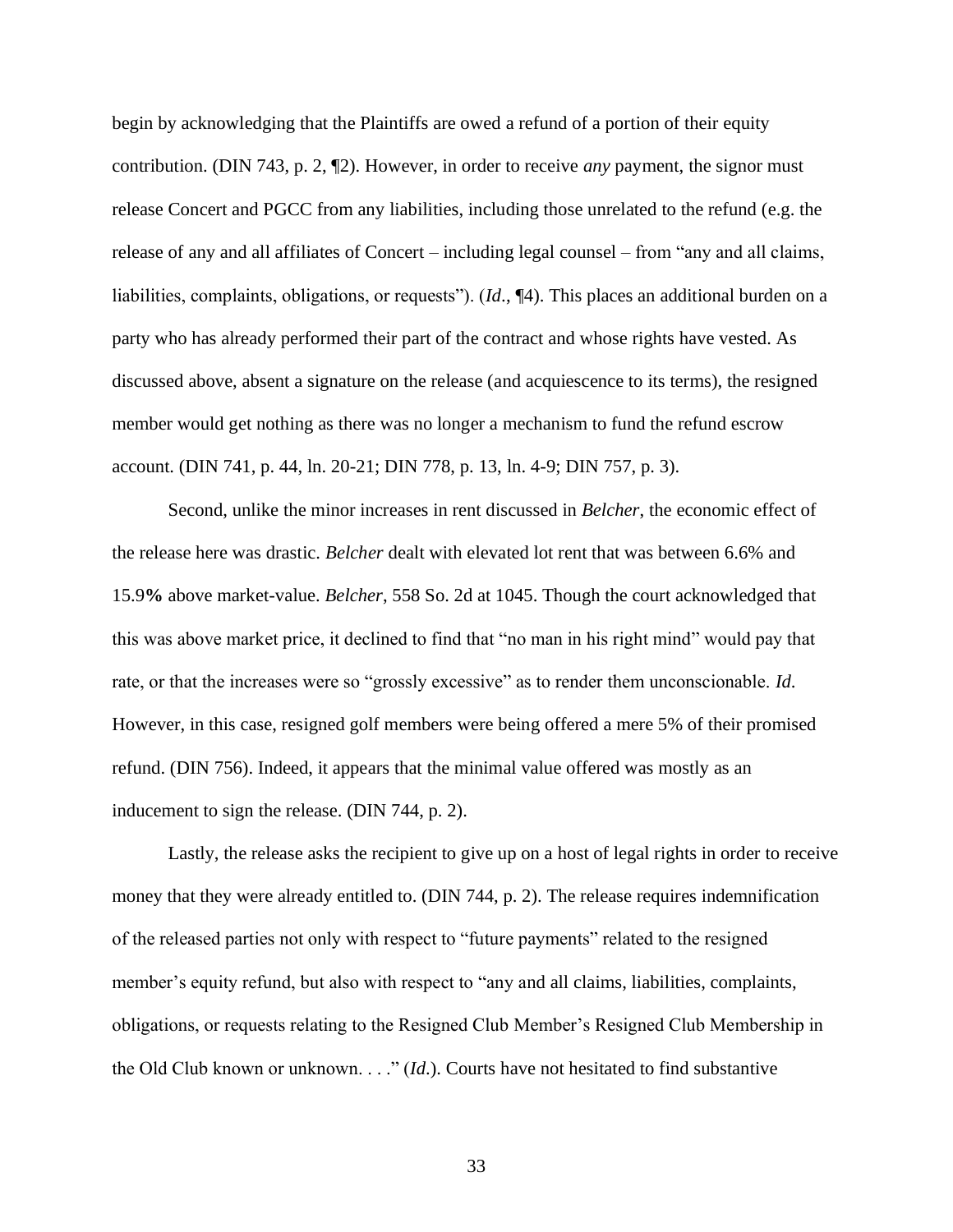begin by acknowledging that the Plaintiffs are owed a refund of a portion of their equity contribution. (DIN 743, p. 2, ¶2). However, in order to receive *any* payment, the signor must release Concert and PGCC from any liabilities, including those unrelated to the refund (e.g. the release of any and all affiliates of Concert – including legal counsel – from "any and all claims, liabilities, complaints, obligations, or requests"). (*Id*., ¶4). This places an additional burden on a party who has already performed their part of the contract and whose rights have vested. As discussed above, absent a signature on the release (and acquiescence to its terms), the resigned member would get nothing as there was no longer a mechanism to fund the refund escrow account. (DIN 741, p. 44, ln. 20-21; DIN 778, p. 13, ln. 4-9; DIN 757, p. 3).

Second, unlike the minor increases in rent discussed in *Belcher*, the economic effect of the release here was drastic. *Belcher* dealt with elevated lot rent that was between 6.6% and 15.9**%** above market-value. *Belcher*, 558 So. 2d at 1045. Though the court acknowledged that this was above market price, it declined to find that "no man in his right mind" would pay that rate, or that the increases were so "grossly excessive" as to render them unconscionable. *Id*. However, in this case, resigned golf members were being offered a mere 5% of their promised refund. (DIN 756). Indeed, it appears that the minimal value offered was mostly as an inducement to sign the release. (DIN 744, p. 2).

Lastly, the release asks the recipient to give up on a host of legal rights in order to receive money that they were already entitled to. (DIN 744, p. 2). The release requires indemnification of the released parties not only with respect to "future payments" related to the resigned member's equity refund, but also with respect to "any and all claims, liabilities, complaints, obligations, or requests relating to the Resigned Club Member's Resigned Club Membership in the Old Club known or unknown. . . ." (*Id*.). Courts have not hesitated to find substantive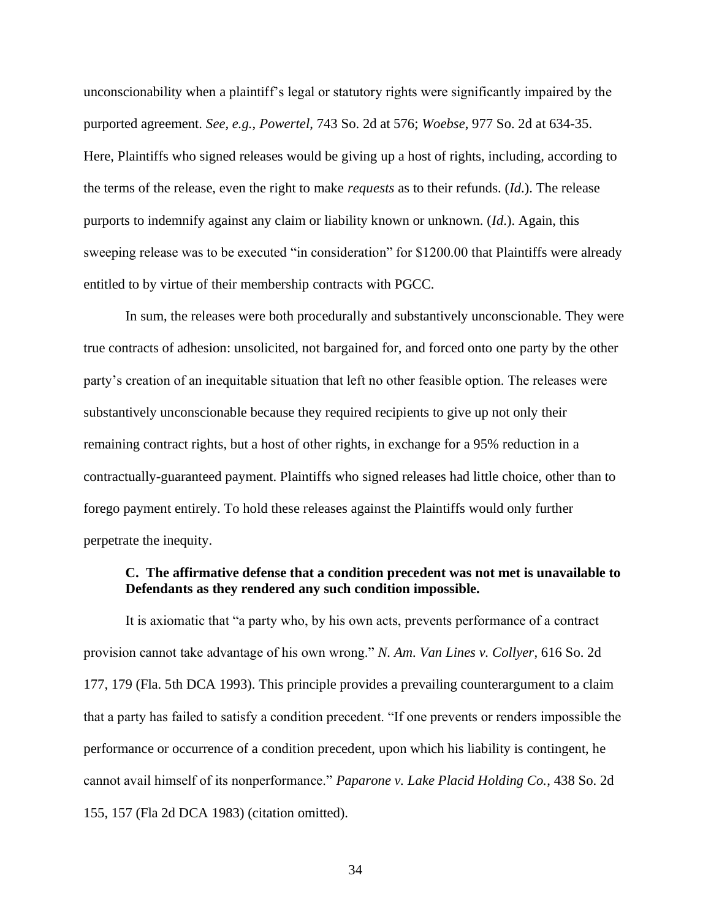unconscionability when a plaintiff's legal or statutory rights were significantly impaired by the purported agreement. *See, e.g., Powertel*, 743 So. 2d at 576; *Woebse*, 977 So. 2d at 634-35. Here, Plaintiffs who signed releases would be giving up a host of rights, including, according to the terms of the release, even the right to make *requests* as to their refunds. (*Id.*). The release purports to indemnify against any claim or liability known or unknown. (*Id.*). Again, this sweeping release was to be executed "in consideration" for $1200.00 that Plaintiffs were already entitled to by virtue of their membership contracts with PGCC.

In sum, the releases were both procedurally and substantively unconscionable. They were true contracts of adhesion: unsolicited, not bargained for, and forced onto one party by the other party's creation of an inequitable situation that left no other feasible option. The releases were substantively unconscionable because they required recipients to give up not only their remaining contract rights, but a host of other rights, in exchange for a 95% reduction in a contractually-guaranteed payment. Plaintiffs who signed releases had little choice, other than to forego payment entirely. To hold these releases against the Plaintiffs would only further perpetrate the inequity.

### C. The affirmative defense that a condition precedent was not met is unavailable to Defendants as they rendered any such condition impossible.

It is axiomatic that "a party who, by his own acts, prevents performance of a contract provision cannot take advantage of his own wrong." *N. Am. Van Lines v. Collyer*, 616 So. 2d 177, 179 (Fla. 5th DCA 1993). This principle provides a prevailing counterargument to a claim that a party has failed to satisfy a condition precedent. "If one prevents or renders impossible the performance or occurrence of a condition precedent, upon which his liability is contingent, he cannot avail himself of its nonperformance." *Paparone v. Lake Placid Holding Co.*, 438 So. 2d 155, 157 (Fla 2d DCA 1983) (citation omitted).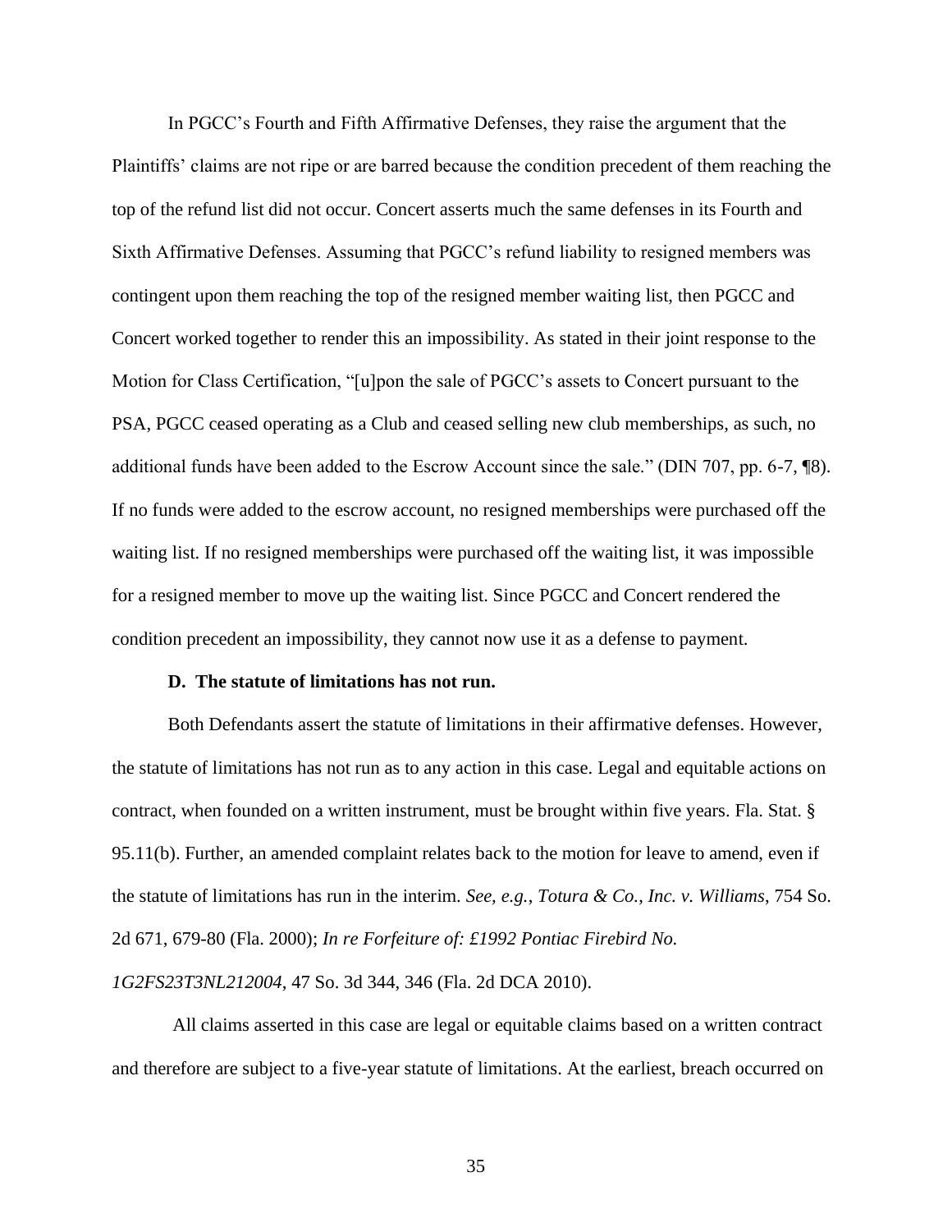In PGCC's Fourth and Fifth Affirmative Defenses, they raise the argument that the Plaintiffs' claims are not ripe or are barred because the condition precedent of them reaching the top of the refund list did not occur. Concert asserts much the same defenses in its Fourth and Sixth Affirmative Defenses. Assuming that PGCC's refund liability to resigned members was contingent upon them reaching the top of the resigned member waiting list, then PGCC and Concert worked together to render this an impossibility. As stated in their joint response to the Motion for Class Certification, "[u]pon the sale of PGCC's assets to Concert pursuant to the PSA, PGCC ceased operating as a Club and ceased selling new club memberships, as such, no additional funds have been added to the Escrow Account since the sale." (DIN 707, pp. 6-7, ¶8). If no funds were added to the escrow account, no resigned memberships were purchased off the waiting list. If no resigned memberships were purchased off the waiting list, it was impossible for a resigned member to move up the waiting list. Since PGCC and Concert rendered the condition precedent an impossibility, they cannot now use it as a defense to payment.

**D. The statute of limitations has not run.**

Both Defendants assert the statute of limitations in their affirmative defenses. However, the statute of limitations has not run as to any action in this case. Legal and equitable actions on contract, when founded on a written instrument, must be brought within five years. Fla. Stat. § 95.11(b). Further, an amended complaint relates back to the motion for leave to amend, even if the statute of limitations has run in the interim. *See, e.g.*, *Totura & Co., Inc. v. Williams*, 754 So. 2d 671, 679-80 (Fla. 2000); *In re Forfeiture of: £1992 Pontiac Firebird No. 1G2FS23T3NL212004*, 47 So. 3d 344, 346 (Fla. 2d DCA 2010).

All claims asserted in this case are legal or equitable claims based on a written contract and therefore are subject to a five-year statute of limitations. At the earliest, breach occurred on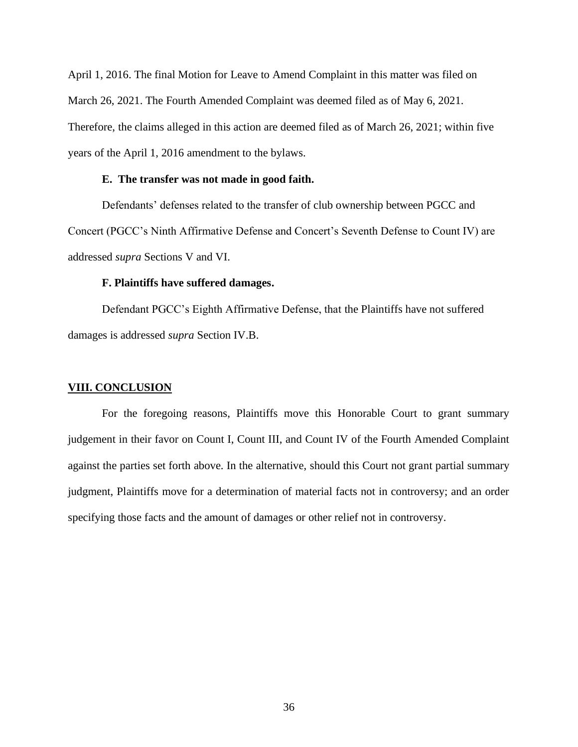April 1, 2016. The final Motion for Leave to Amend Complaint in this matter was filed on March 26, 2021. The Fourth Amended Complaint was deemed filed as of May 6, 2021. Therefore, the claims alleged in this action are deemed filed as of March 26, 2021; within five years of the April 1, 2016 amendment to the bylaws.

### E. The transfer was not made in good faith.

Defendants' defenses related to the transfer of club ownership between PGCC and Concert (PGCC's Ninth Affirmative Defense and Concert's Seventh Defense to Count IV) are addressed *supra* Sections V and VI.

### F. Plaintiffs have suffered damages.

Defendant PGCC's Eighth Affirmative Defense, that the Plaintiffs have not suffered damages is addressed *supra* Section IV.B.

## VIII. CONCLUSION

For the foregoing reasons, Plaintiffs move this Honorable Court to grant summary judgement in their favor on Count I, Count III, and Count IV of the Fourth Amended Complaint against the parties set forth above. In the alternative, should this Court not grant partial summary judgment, Plaintiffs move for a determination of material facts not in controversy; and an order specifying those facts and the amount of damages or other relief not in controversy.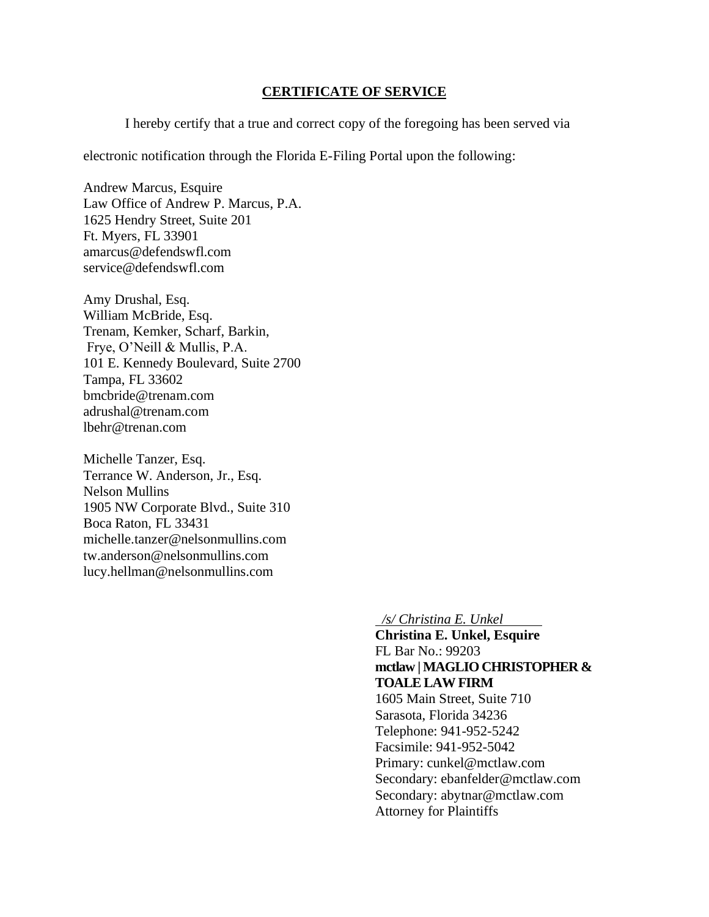## CERTIFICATE OF SERVICE

I hereby certify that a true and correct copy of the foregoing has been served via electronic notification through the Florida E-Filing Portal upon the following:

Andrew Marcus, Esquire
Law Office of Andrew P. Marcus, P.A.
1625 Hendry Street, Suite 201
Ft. Myers, FL 33901
amarcus@defendswfl.com
service@defendswfl.com

Amy Drushal, Esq.
William McBride, Esq.
Trenam, Kemker, Scharf, Barkin,
Frye, O'Neill & Mullis, P.A.
101 E. Kennedy Boulevard, Suite 2700
Tampa, FL 33602
bmcbride@trenam.com
adrushal@trenam.com
lbehr@trenan.com

Michelle Tanzer, Esq.
Terrance W. Anderson, Jr., Esq.
Nelson Mullins
1905 NW Corporate Blvd., Suite 310
Boca Raton, FL 33431
michelle.tanzer@nelsonmullins.com
tw.anderson@nelsonmullins.com
lucy.hellman@nelsonmullins.com

*/s/ Christina E. Unkel*
**Christina E. Unkel, Esquire**
FL Bar No.: 99203
**mctlaw | MAGLIO CHRISTOPHER & TOALE LAW FIRM**
1605 Main Street, Suite 710
Sarasota, Florida 34236
Telephone: 941-952-5242
Facsimile: 941-952-5042
Primary: cunkel@mctlaw.com
Secondary: ebanfelder@mctlaw.com
Secondary: abytnar@mctlaw.com
Attorney for Plaintiffs